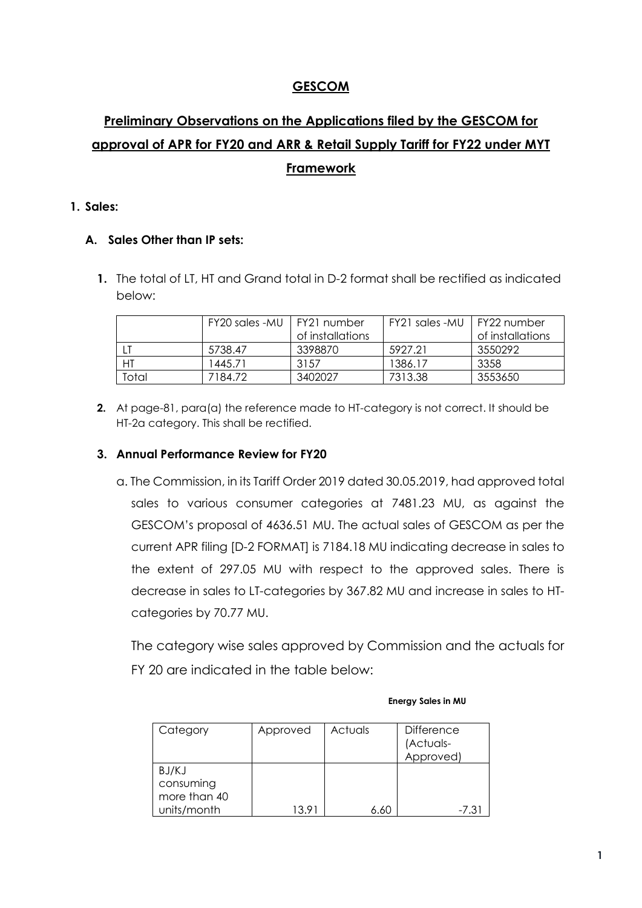## GESCOM

## Preliminary Observations on the Applications filed by the GESCOM for approval of APR for FY20 and ARR & Retail Supply Tariff for FY22 under MYT Framework

### 1. Sales:

#### A. Sales Other than IP sets:

**1.** The total of LT, HT and Grand total in D-2 format shall be rectified as indicated below:

| | FY20 sales -MU | FY21 number of installations | FY21 sales -MU | FY22 number of installations |
|---|---|---|---|---|
| LT | 5738.47 | 3398870 | 5927.21 | 3550292 |
| HT | 1445.71 | 3157 | 1386.17 | 3358 |
| Total | 7184.72 | 3402027 | 7313.38 | 3553650 |

**2.** At page-81, para(a) the reference made to HT-category is not correct. It should be HT-2a category. This shall be rectified.

**3. Annual Performance Review for FY20**

a. The Commission, in its Tariff Order 2019 dated 30.05.2019, had approved total sales to various consumer categories at 7481.23 MU, as against the GESCOM's proposal of 4636.51 MU. The actual sales of GESCOM as per the current APR filing [D-2 FORMAT] is 7184.18 MU indicating decrease in sales to the extent of 297.05 MU with respect to the approved sales. There is decrease in sales to LT-categories by 367.82 MU and increase in sales to HT-categories by 70.77 MU.

The category wise sales approved by Commission and the actuals for FY 20 are indicated in the table below:

**Energy Sales in MU**

| Category | Approved | Actuals | Difference (Actuals-Approved) |
|---|---|---|---|
| BJ/KJ consuming more than 40 units/month | 13.91 | 6.60 | -7.31 |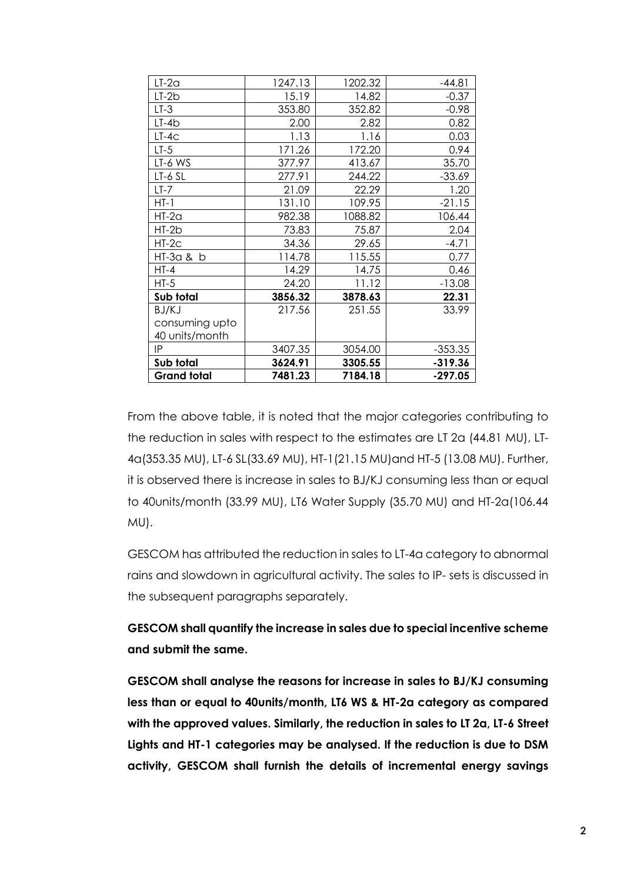| LT-2a | 1247.13 | 1202.32 | -44.81 |
|---|---|---|---|
| LT-2b | 15.19 | 14.82 | -0.37 |
| LT-3 | 353.80 | 352.82 | -0.98 |
| LT-4b | 2.00 | 2.82 | 0.82 |
| LT-4c | 1.13 | 1.16 | 0.03 |
| LT-5 | 171.26 | 172.20 | 0.94 |
| LT-6 WS | 377.97 | 413.67 | 35.70 |
| LT-6 SL | 277.91 | 244.22 | -33.69 |
| LT-7 | 21.09 | 22.29 | 1.20 |
| HT-1 | 131.10 | 109.95 | -21.15 |
| HT-2a | 982.38 | 1088.82 | 106.44 |
| HT-2b | 73.83 | 75.87 | 2.04 |
| HT-2c | 34.36 | 29.65 | -4.71 |
| HT-3a & b | 114.78 | 115.55 | 0.77 |
| HT-4 | 14.29 | 14.75 | 0.46 |
| HT-5 | 24.20 | 11.12 | -13.08 |
| **Sub total** | **3856.32** | **3878.63** | **22.31** |
| BJ/KJ consuming upto 40 units/month | 217.56 | 251.55 | 33.99 |
| IP | 3407.35 | 3054.00 | -353.35 |
| **Sub total** | **3624.91** | **3305.55** | **-319.36** |
| **Grand total** | **7481.23** | **7184.18** | **-297.05** |

From the above table, it is noted that the major categories contributing to the reduction in sales with respect to the estimates are LT 2a (44.81 MU), LT-4a(353.35 MU), LT-6 SL(33.69 MU), HT-1(21.15 MU)and HT-5 (13.08 MU). Further, it is observed there is increase in sales to BJ/KJ consuming less than or equal to 40units/month (33.99 MU), LT6 Water Supply (35.70 MU) and HT-2a(106.44 MU).

GESCOM has attributed the reduction in sales to LT-4a category to abnormal rains and slowdown in agricultural activity. The sales to IP- sets is discussed in the subsequent paragraphs separately.

**GESCOM shall quantify the increase in sales due to special incentive scheme and submit the same.**

**GESCOM shall analyse the reasons for increase in sales to BJ/KJ consuming less than or equal to 40units/month, LT6 WS & HT-2a category as compared with the approved values. Similarly, the reduction in sales to LT 2a, LT-6 Street Lights and HT-1 categories may be analysed. If the reduction is due to DSM activity, GESCOM shall furnish the details of incremental energy savings**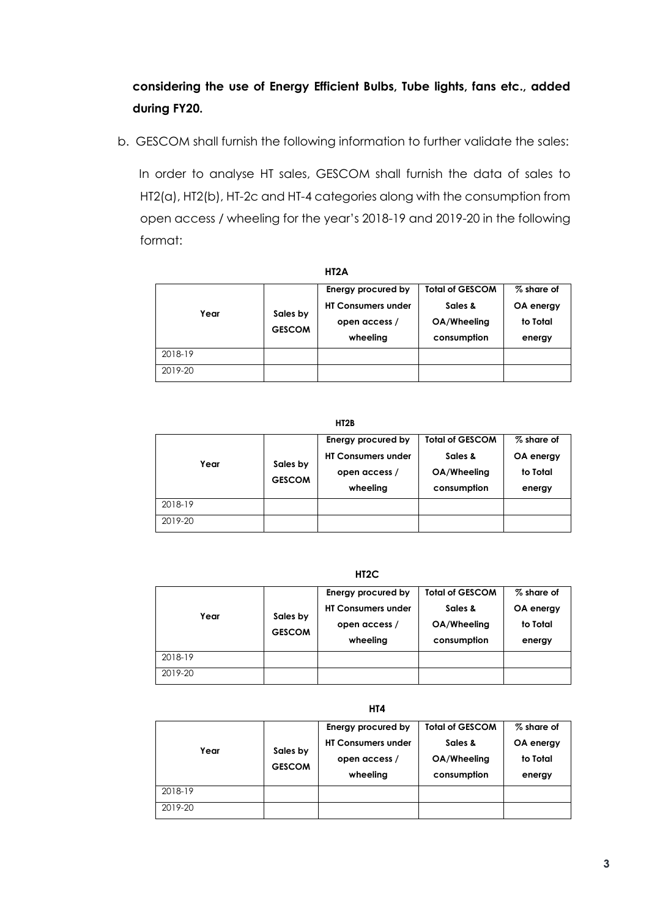**considering the use of Energy Efficient Bulbs, Tube lights, fans etc., added during FY20.**

b. GESCOM shall furnish the following information to further validate the sales:

In order to analyse HT sales, GESCOM shall furnish the data of sales to HT2(a), HT2(b), HT-2c and HT-4 categories along with the consumption from open access / wheeling for the year's 2018-19 and 2019-20 in the following format:

**HT2A**

| Year | Sales by GESCOM | Energy procured by HT Consumers under open access / wheeling | Total of GESCOM Sales & OA/Wheeling consumption | % share of OA energy to Total energy |
|---|---|---|---|---|
| 2018-19 | | | | |
| 2019-20 | | | | |

**HT2B**

| Year | Sales by GESCOM | Energy procured by HT Consumers under open access / wheeling | Total of GESCOM Sales & OA/Wheeling consumption | % share of OA energy to Total energy |
|---|---|---|---|---|
| 2018-19 | | | | |
| 2019-20 | | | | |

**HT2C**

| Year | Sales by GESCOM | Energy procured by HT Consumers under open access / wheeling | Total of GESCOM Sales & OA/Wheeling consumption | % share of OA energy to Total energy |
|---|---|---|---|---|
| 2018-19 | | | | |
| 2019-20 | | | | |

**HT4**

| Year | Sales by GESCOM | Energy procured by HT Consumers under open access / wheeling | Total of GESCOM Sales & OA/Wheeling consumption | % share of OA energy to Total energy |
|---|---|---|---|---|
| 2018-19 | | | | |
| 2019-20 | | | | |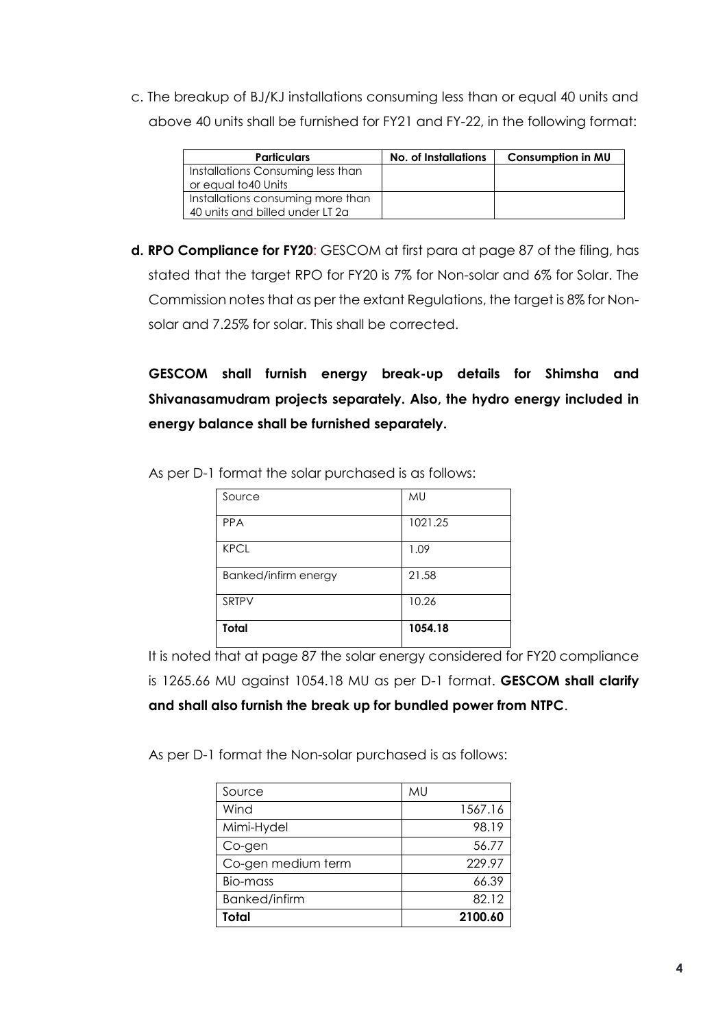c. The breakup of BJ/KJ installations consuming less than or equal 40 units and above 40 units shall be furnished for FY21 and FY-22, in the following format:

| Particulars | No. of Installations | Consumption in MU |
|---|---|---|
| Installations Consuming less than or equal to40 Units | | |
| Installations consuming more than 40 units and billed under LT 2a | | |

**d. RPO Compliance for FY20**: GESCOM at first para at page 87 of the filing, has stated that the target RPO for FY20 is 7% for Non-solar and 6% for Solar. The Commission notes that as per the extant Regulations, the target is 8% for Non-solar and 7.25% for solar. This shall be corrected.

**GESCOM shall furnish energy break-up details for Shimsha and Shivanasamudram projects separately. Also, the hydro energy included in energy balance shall be furnished separately.**

As per D-1 format the solar purchased is as follows:

| Source | MU |
|---|---|
| PPA | 1021.25 |
| KPCL | 1.09 |
| Banked/infirm energy | 21.58 |
| SRTPV | 10.26 |
| **Total** | **1054.18** |

It is noted that at page 87 the solar energy considered for FY20 compliance is 1265.66 MU against 1054.18 MU as per D-1 format. **GESCOM shall clarify and shall also furnish the break up for bundled power from NTPC**.

As per D-1 format the Non-solar purchased is as follows:

| Source | MU |
|---|---|
| Wind | 1567.16 |
| Mimi-Hydel | 98.19 |
| Co-gen | 56.77 |
| Co-gen medium term | 229.97 |
| Bio-mass | 66.39 |
| Banked/infirm | 82.12 |
| **Total** | **2100.60** |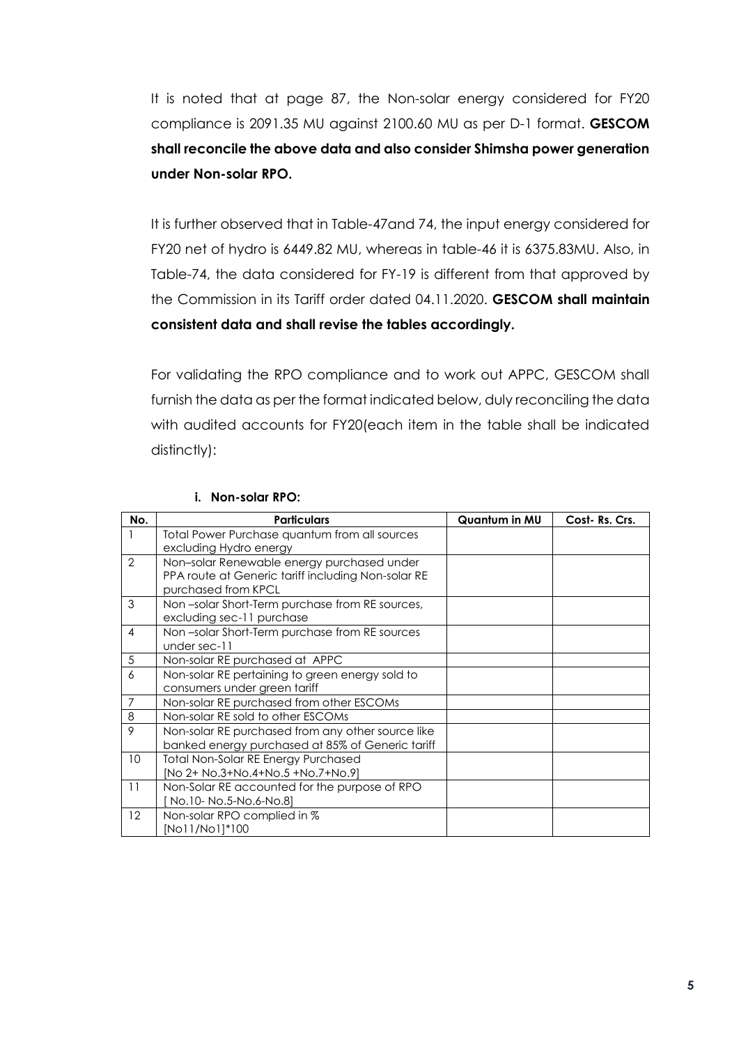It is noted that at page 87, the Non-solar energy considered for FY20 compliance is 2091.35 MU against 2100.60 MU as per D-1 format. **GESCOM shall reconcile the above data and also consider Shimsha power generation under Non-solar RPO.**

It is further observed that in Table-47and 74, the input energy considered for FY20 net of hydro is 6449.82 MU, whereas in table-46 it is 6375.83MU. Also, in Table-74, the data considered for FY-19 is different from that approved by the Commission in its Tariff order dated 04.11.2020. **GESCOM shall maintain consistent data and shall revise the tables accordingly.**

For validating the RPO compliance and to work out APPC, GESCOM shall furnish the data as per the format indicated below, duly reconciling the data with audited accounts for FY20(each item in the table shall be indicated distinctly):

**i. Non-solar RPO:**

| No. | Particulars | Quantum in MU | Cost- Rs. Crs. |
|---|---|---|---|
| 1 | Total Power Purchase quantum from all sources excluding Hydro energy | | |
| 2 | Non–solar Renewable energy purchased under PPA route at Generic tariff including Non-solar RE purchased from KPCL | | |
| 3 | Non –solar Short-Term purchase from RE sources, excluding sec-11 purchase | | |
| 4 | Non –solar Short-Term purchase from RE sources under sec-11 | | |
| 5 | Non-solar RE purchased at APPC | | |
| 6 | Non-solar RE pertaining to green energy sold to consumers under green tariff | | |
| 7 | Non-solar RE purchased from other ESCOMs | | |
| 8 | Non-solar RE sold to other ESCOMs | | |
| 9 | Non-solar RE purchased from any other source like banked energy purchased at 85% of Generic tariff | | |
| 10 | Total Non-Solar RE Energy Purchased [No 2+ No.3+No.4+No.5 +No.7+No.9] | | |
| 11 | Non-Solar RE accounted for the purpose of RPO [ No.10- No.5-No.6-No.8] | | |
| 12 | Non-solar RPO complied in % [No11/No1]*100 | | |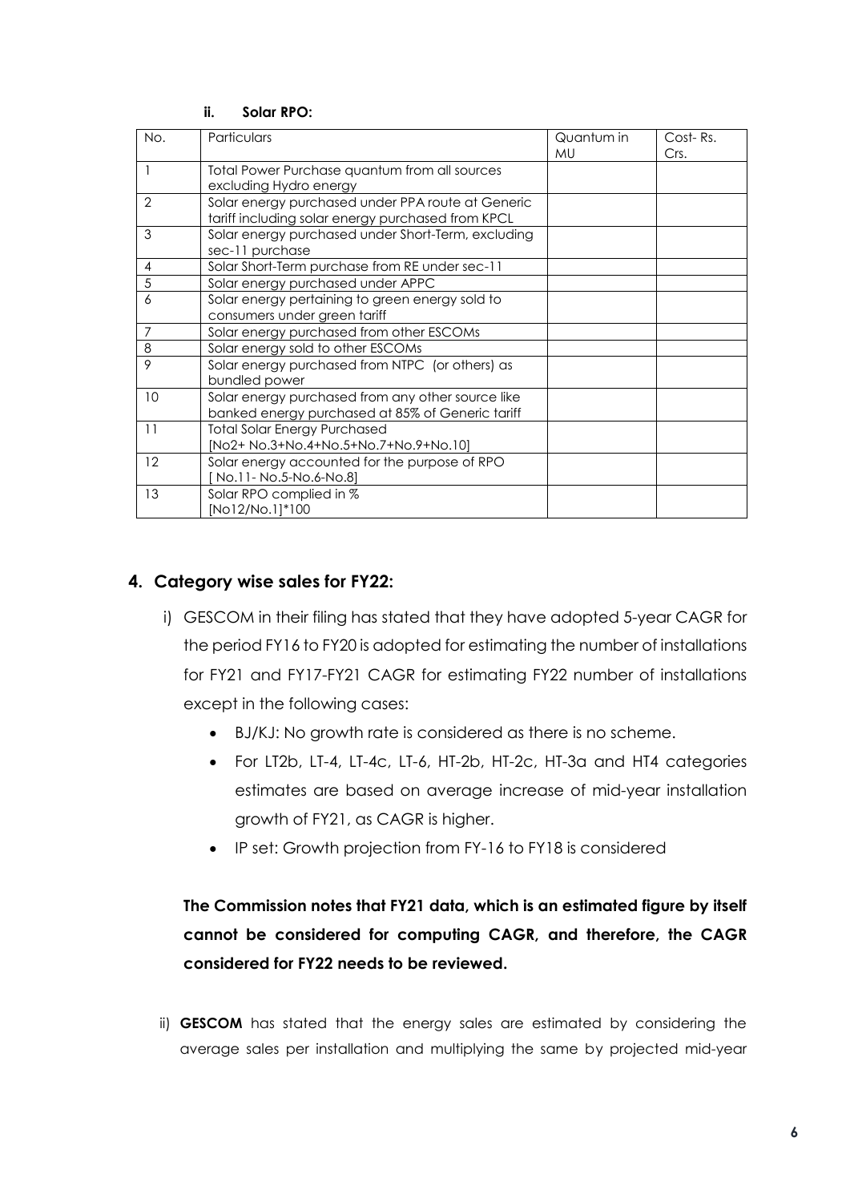#### ii. Solar RPO:

| No. | Particulars | Quantum in MU | Cost- Rs. Crs. |
|---|---|---|---|
| 1 | Total Power Purchase quantum from all sources excluding Hydro energy | | |
| 2 | Solar energy purchased under PPA route at Generic tariff including solar energy purchased from KPCL | | |
| 3 | Solar energy purchased under Short-Term, excluding sec-11 purchase | | |
| 4 | Solar Short-Term purchase from RE under sec-11 | | |
| 5 | Solar energy purchased under APPC | | |
| 6 | Solar energy pertaining to green energy sold to consumers under green tariff | | |
| 7 | Solar energy purchased from other ESCOMs | | |
| 8 | Solar energy sold to other ESCOMs | | |
| 9 | Solar energy purchased from NTPC (or others) as bundled power | | |
| 10 | Solar energy purchased from any other source like banked energy purchased at 85% of Generic tariff | | |
| 11 | Total Solar Energy Purchased [No2+ No.3+No.4+No.5+No.7+No.9+No.10] | | |
| 12 | Solar energy accounted for the purpose of RPO [ No.11- No.5-No.6-No.8] | | |
| 13 | Solar RPO complied in % [No12/No.1]*100 | | |

## 4. Category wise sales for FY22:

i) GESCOM in their filing has stated that they have adopted 5-year CAGR for the period FY16 to FY20 is adopted for estimating the number of installations for FY21 and FY17-FY21 CAGR for estimating FY22 number of installations except in the following cases:

- BJ/KJ: No growth rate is considered as there is no scheme.
- For LT2b, LT-4, LT-4c, LT-6, HT-2b, HT-2c, HT-3a and HT4 categories estimates are based on average increase of mid-year installation growth of FY21, as CAGR is higher.
- IP set: Growth projection from FY-16 to FY18 is considered

**The Commission notes that FY21 data, which is an estimated figure by itself cannot be considered for computing CAGR, and therefore, the CAGR considered for FY22 needs to be reviewed.**

ii) **GESCOM** has stated that the energy sales are estimated by considering the average sales per installation and multiplying the same by projected mid-year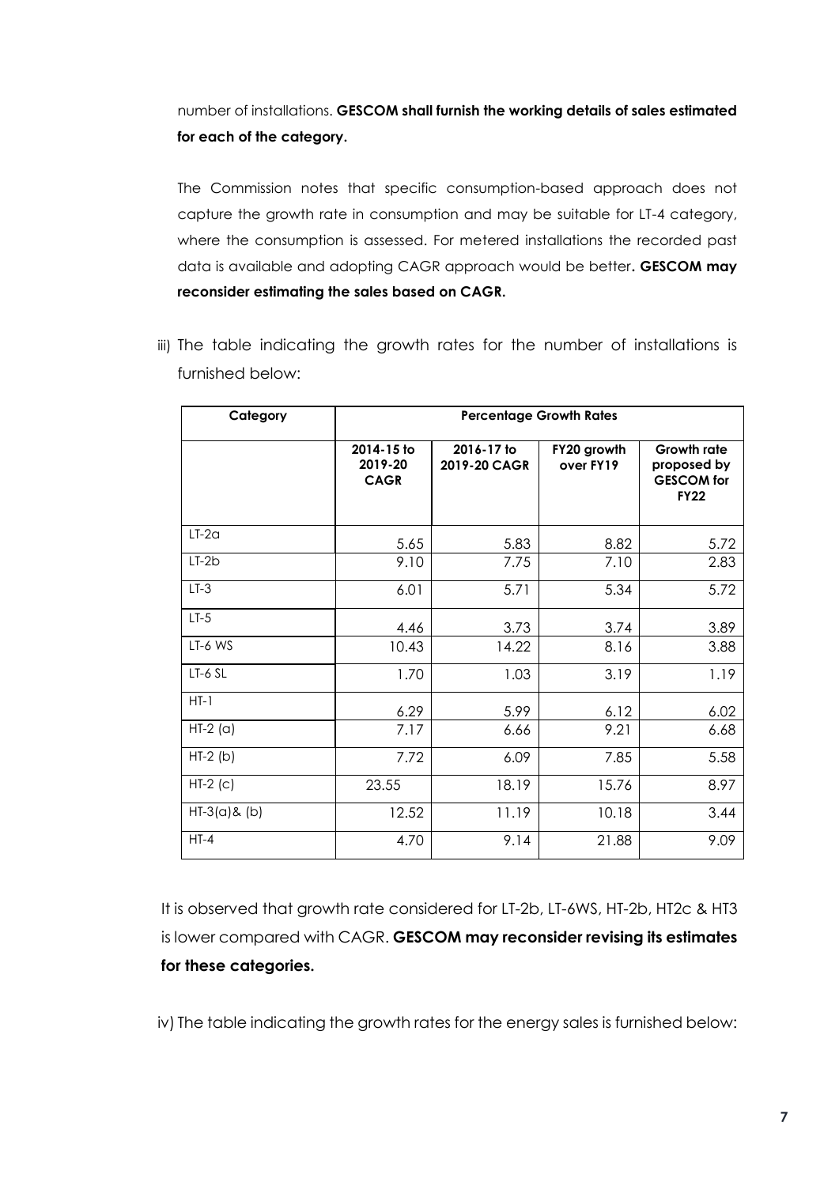number of installations. **GESCOM shall furnish the working details of sales estimated for each of the category.**

The Commission notes that specific consumption-based approach does not capture the growth rate in consumption and may be suitable for LT-4 category, where the consumption is assessed. For metered installations the recorded past data is available and adopting CAGR approach would be better**. GESCOM may reconsider estimating the sales based on CAGR.**

iii) The table indicating the growth rates for the number of installations is furnished below:

| Category | Percentage Growth Rates | | | |
|---|---|---|---|---|
| | 2014-15 to 2019-20 CAGR | 2016-17 to 2019-20 CAGR | FY20 growth over FY19 | Growth rate proposed by GESCOM for FY22 |
| LT-2a | 5.65 | 5.83 | 8.82 | 5.72 |
| LT-2b | 9.10 | 7.75 | 7.10 | 2.83 |
| LT-3 | 6.01 | 5.71 | 5.34 | 5.72 |
| LT-5 | 4.46 | 3.73 | 3.74 | 3.89 |
| LT-6 WS | 10.43 | 14.22 | 8.16 | 3.88 |
| LT-6 SL | 1.70 | 1.03 | 3.19 | 1.19 |
| HT-1 | 6.29 | 5.99 | 6.12 | 6.02 |
| HT-2 (a) | 7.17 | 6.66 | 9.21 | 6.68 |
| HT-2 (b) | 7.72 | 6.09 | 7.85 | 5.58 |
| HT-2 (c) | 23.55 | 18.19 | 15.76 | 8.97 |
| HT-3(a)& (b) | 12.52 | 11.19 | 10.18 | 3.44 |
| HT-4 | 4.70 | 9.14 | 21.88 | 9.09 |

It is observed that growth rate considered for LT-2b, LT-6WS, HT-2b, HT2c & HT3 is lower compared with CAGR. **GESCOM may reconsider revising its estimates for these categories.**

iv) The table indicating the growth rates for the energy sales is furnished below: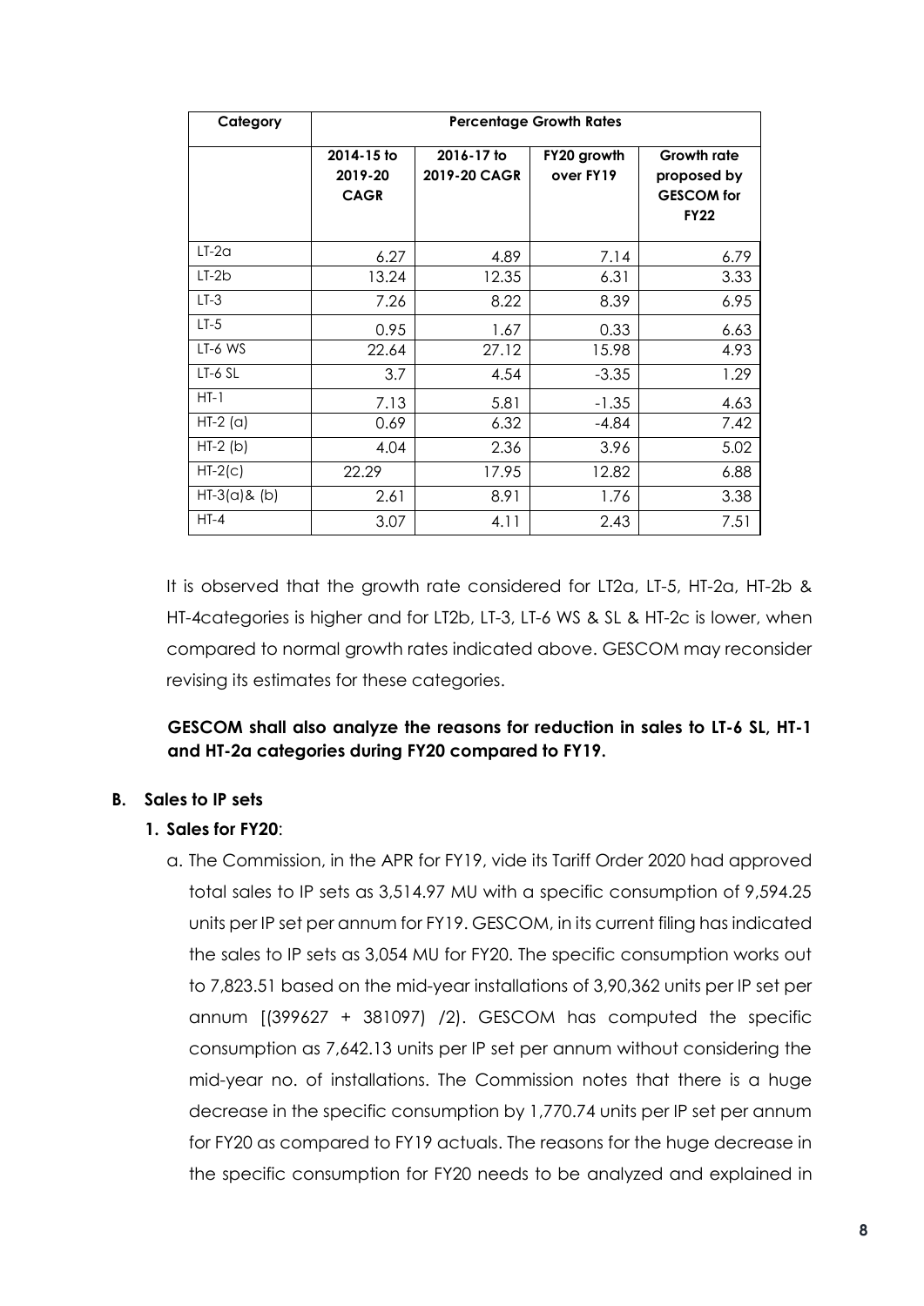| Category | Percentage Growth Rates | | | |
|---|---|---|---|---|
| | 2014-15 to 2019-20 CAGR | 2016-17 to 2019-20 CAGR | FY20 growth over FY19 | Growth rate proposed by GESCOM for FY22 |
| LT-2a | 6.27 | 4.89 | 7.14 | 6.79 |
| LT-2b | 13.24 | 12.35 | 6.31 | 3.33 |
| LT-3 | 7.26 | 8.22 | 8.39 | 6.95 |
| LT-5 | 0.95 | 1.67 | 0.33 | 6.63 |
| LT-6 WS | 22.64 | 27.12 | 15.98 | 4.93 |
| LT-6 SL | 3.7 | 4.54 | -3.35 | 1.29 |
| HT-1 | 7.13 | 5.81 | -1.35 | 4.63 |
| HT-2 (a) | 0.69 | 6.32 | -4.84 | 7.42 |
| HT-2 (b) | 4.04 | 2.36 | 3.96 | 5.02 |
| HT-2(c) | 22.29 | 17.95 | 12.82 | 6.88 |
| HT-3(a)& (b) | 2.61 | 8.91 | 1.76 | 3.38 |
| HT-4 | 3.07 | 4.11 | 2.43 | 7.51 |

It is observed that the growth rate considered for LT2a, LT-5, HT-2a, HT-2b & HT-4categories is higher and for LT2b, LT-3, LT-6 WS & SL & HT-2c is lower, when compared to normal growth rates indicated above. GESCOM may reconsider revising its estimates for these categories.

**GESCOM shall also analyze the reasons for reduction in sales to LT-6 SL, HT-1 and HT-2a categories during FY20 compared to FY19.**

**B. Sales to IP sets**

**1. Sales for FY20**:

a. The Commission, in the APR for FY19, vide its Tariff Order 2020 had approved total sales to IP sets as 3,514.97 MU with a specific consumption of 9,594.25 units per IP set per annum for FY19. GESCOM, in its current filing has indicated the sales to IP sets as 3,054 MU for FY20. The specific consumption works out to 7,823.51 based on the mid-year installations of 3,90,362 units per IP set per annum [(399627 + 381097) /2). GESCOM has computed the specific consumption as 7,642.13 units per IP set per annum without considering the mid-year no. of installations. The Commission notes that there is a huge decrease in the specific consumption by 1,770.74 units per IP set per annum for FY20 as compared to FY19 actuals. The reasons for the huge decrease in the specific consumption for FY20 needs to be analyzed and explained in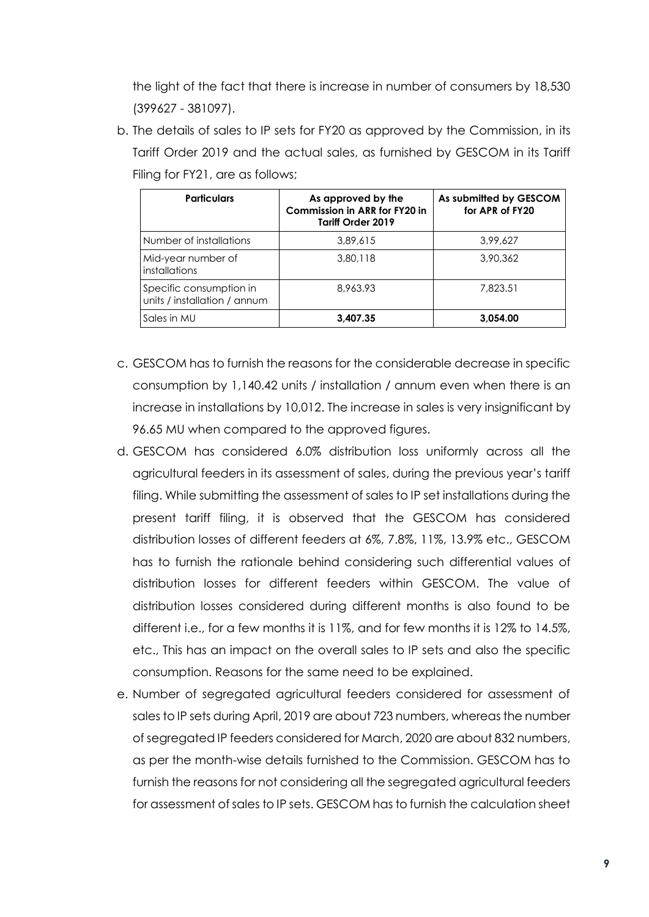the light of the fact that there is increase in number of consumers by 18,530 (399627 - 381097).

b. The details of sales to IP sets for FY20 as approved by the Commission, in its Tariff Order 2019 and the actual sales, as furnished by GESCOM in its Tariff Filing for FY21, are as follows;

| Particulars | As approved by the Commission in ARR for FY20 in Tariff Order 2019 | As submitted by GESCOM for APR of FY20 |
|---|---|---|
| Number of installations | 3,89,615 | 3,99,627 |
| Mid-year number of installations | 3,80,118 | 3,90,362 |
| Specific consumption in units / installation / annum | 8,963.93 | 7,823.51 |
| Sales in MU | **3,407.35** | **3,054.00** |

c. GESCOM has to furnish the reasons for the considerable decrease in specific consumption by 1,140.42 units / installation / annum even when there is an increase in installations by 10,012. The increase in sales is very insignificant by 96.65 MU when compared to the approved figures.

d. GESCOM has considered 6.0% distribution loss uniformly across all the agricultural feeders in its assessment of sales, during the previous year's tariff filing. While submitting the assessment of sales to IP set installations during the present tariff filing, it is observed that the GESCOM has considered distribution losses of different feeders at 6%, 7.8%, 11%, 13.9% etc., GESCOM has to furnish the rationale behind considering such differential values of distribution losses for different feeders within GESCOM. The value of distribution losses considered during different months is also found to be different i.e., for a few months it is 11%, and for few months it is 12% to 14.5%, etc., This has an impact on the overall sales to IP sets and also the specific consumption. Reasons for the same need to be explained.

e. Number of segregated agricultural feeders considered for assessment of sales to IP sets during April, 2019 are about 723 numbers, whereas the number of segregated IP feeders considered for March, 2020 are about 832 numbers, as per the month-wise details furnished to the Commission. GESCOM has to furnish the reasons for not considering all the segregated agricultural feeders for assessment of sales to IP sets. GESCOM has to furnish the calculation sheet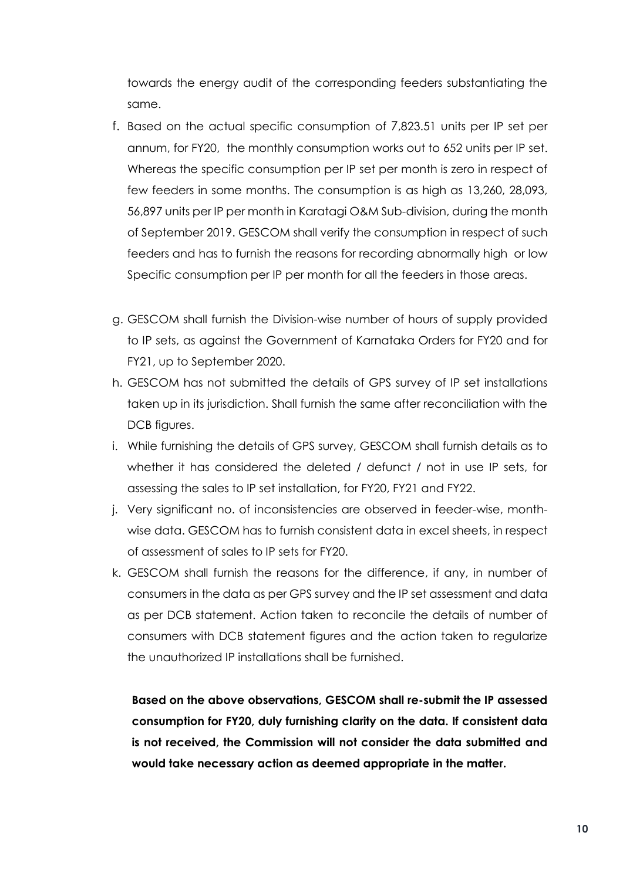towards the energy audit of the corresponding feeders substantiating the same.

f. Based on the actual specific consumption of 7,823.51 units per IP set per annum, for FY20, the monthly consumption works out to 652 units per IP set. Whereas the specific consumption per IP set per month is zero in respect of few feeders in some months. The consumption is as high as 13,260, 28,093, 56,897 units per IP per month in Karatagi O&M Sub-division, during the month of September 2019. GESCOM shall verify the consumption in respect of such feeders and has to furnish the reasons for recording abnormally high or low Specific consumption per IP per month for all the feeders in those areas.

g. GESCOM shall furnish the Division-wise number of hours of supply provided to IP sets, as against the Government of Karnataka Orders for FY20 and for FY21, up to September 2020.

h. GESCOM has not submitted the details of GPS survey of IP set installations taken up in its jurisdiction. Shall furnish the same after reconciliation with the DCB figures.

i. While furnishing the details of GPS survey, GESCOM shall furnish details as to whether it has considered the deleted / defunct / not in use IP sets, for assessing the sales to IP set installation, for FY20, FY21 and FY22.

j. Very significant no. of inconsistencies are observed in feeder-wise, month-wise data. GESCOM has to furnish consistent data in excel sheets, in respect of assessment of sales to IP sets for FY20.

k. GESCOM shall furnish the reasons for the difference, if any, in number of consumers in the data as per GPS survey and the IP set assessment and data as per DCB statement. Action taken to reconcile the details of number of consumers with DCB statement figures and the action taken to regularize the unauthorized IP installations shall be furnished.

**Based on the above observations, GESCOM shall re-submit the IP assessed consumption for FY20, duly furnishing clarity on the data. If consistent data is not received, the Commission will not consider the data submitted and would take necessary action as deemed appropriate in the matter.**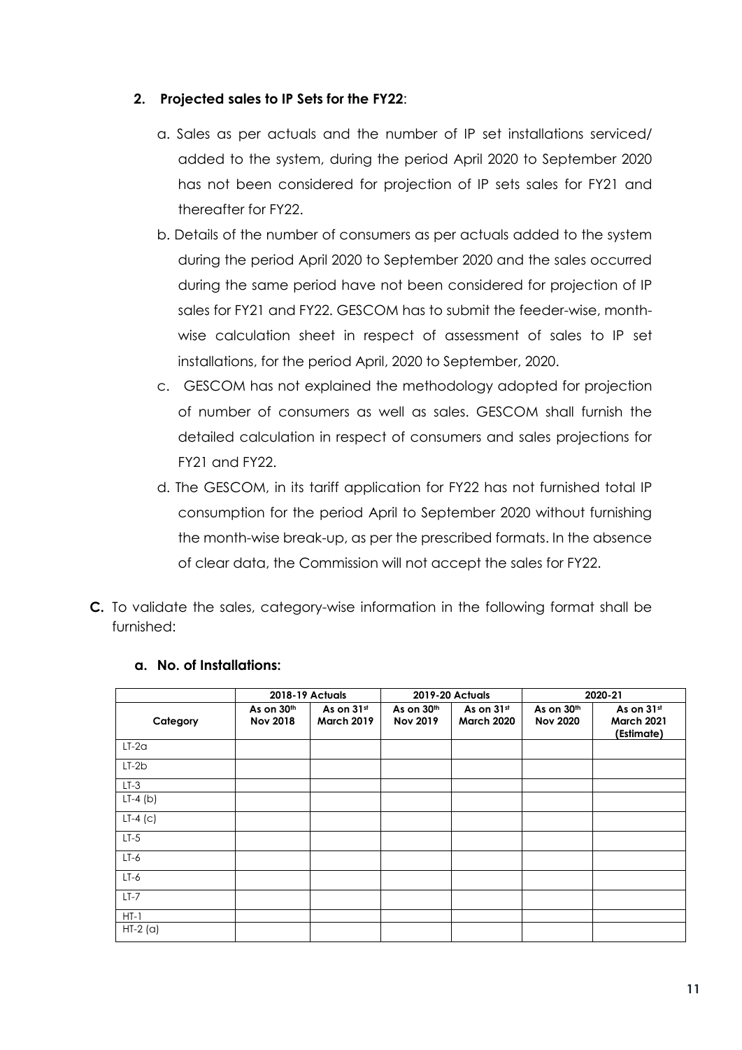2. **Projected sales to IP Sets for the FY22**:

   a. Sales as per actuals and the number of IP set installations serviced/ added to the system, during the period April 2020 to September 2020 has not been considered for projection of IP sets sales for FY21 and thereafter for FY22.

   b. Details of the number of consumers as per actuals added to the system during the period April 2020 to September 2020 and the sales occurred during the same period have not been considered for projection of IP sales for FY21 and FY22. GESCOM has to submit the feeder-wise, month-wise calculation sheet in respect of assessment of sales to IP set installations, for the period April, 2020 to September, 2020.

   c. GESCOM has not explained the methodology adopted for projection of number of consumers as well as sales. GESCOM shall furnish the detailed calculation in respect of consumers and sales projections for FY21 and FY22.

   d. The GESCOM, in its tariff application for FY22 has not furnished total IP consumption for the period April to September 2020 without furnishing the month-wise break-up, as per the prescribed formats. In the absence of clear data, the Commission will not accept the sales for FY22.

**C.** To validate the sales, category-wise information in the following format shall be furnished:

### a. No. of Installations:

| | 2018-19 Actuals | | 2019-20 Actuals | | 2020-21 | |
|---|---|---|---|---|---|---|
| Category | As on 30th Nov 2018 | As on 31st March 2019 | As on 30th Nov 2019 | As on 31st March 2020 | As on 30th Nov 2020 | As on 31st March 2021 (Estimate) |
| LT-2a | | | | | | |
| LT-2b | | | | | | |
| LT-3 | | | | | | |
| LT-4 (b) | | | | | | |
| LT-4 (c) | | | | | | |
| LT-5 | | | | | | |
| LT-6 | | | | | | |
| LT-6 | | | | | | |
| LT-7 | | | | | | |
| HT-1 | | | | | | |
| HT-2 (a) | | | | | | |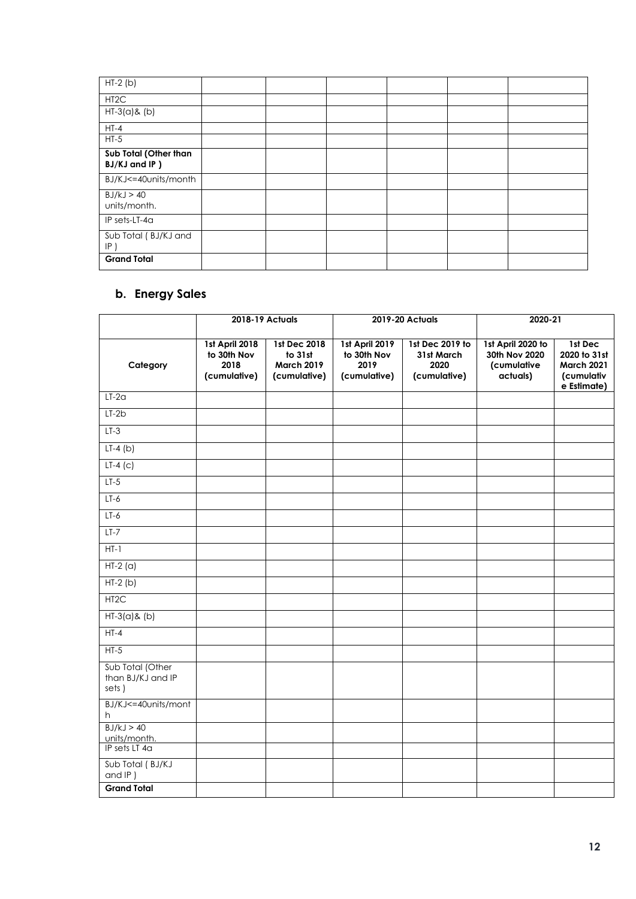| | | | | | | |
|---|---|---|---|---|---|---|
| HT-2 (b) | | | | | | |
| HT2C | | | | | | |
| HT-3(a)& (b) | | | | | | |
| HT-4 | | | | | | |
| HT-5 | | | | | | |
| **Sub Total (Other than BJ/KJ and IP )** | | | | | | |
| BJ/KJ<=40units/month | | | | | | |
| BJ/kJ > 40 units/month. | | | | | | |
| IP sets-LT-4a | | | | | | |
| Sub Total ( BJ/KJ and IP ) | | | | | | |
| **Grand Total** | | | | | | |

## b. Energy Sales

| | **2018-19 Actuals** | | **2019-20 Actuals** | | **2020-21** | |
|---|---|---|---|---|---|---|
| **Category** | **1st April 2018 to 30th Nov 2018 (cumulative)** | **1st Dec 2018 to 31st March 2019 (cumulative)** | **1st April 2019 to 30th Nov 2019 (cumulative)** | **1st Dec 2019 to 31st March 2020 (cumulative)** | **1st April 2020 to 30th Nov 2020 (cumulative actuals)** | **1st Dec 2020 to 31st March 2021 (cumulative Estimate)** |
| LT-2a | | | | | | |
| LT-2b | | | | | | |
| LT-3 | | | | | | |
| LT-4 (b) | | | | | | |
| LT-4 (c) | | | | | | |
| LT-5 | | | | | | |
| LT-6 | | | | | | |
| LT-6 | | | | | | |
| LT-7 | | | | | | |
| HT-1 | | | | | | |
| HT-2 (a) | | | | | | |
| HT-2 (b) | | | | | | |
| HT2C | | | | | | |
| HT-3(a)& (b) | | | | | | |
| HT-4 | | | | | | |
| HT-5 | | | | | | |
| Sub Total (Other than BJ/KJ and IP sets ) | | | | | | |
| BJ/KJ<=40units/month | | | | | | |
| BJ/kJ > 40 units/month. | | | | | | |
| IP sets LT 4a | | | | | | |
| Sub Total ( BJ/KJ and IP ) | | | | | | |
| **Grand Total** | | | | | | |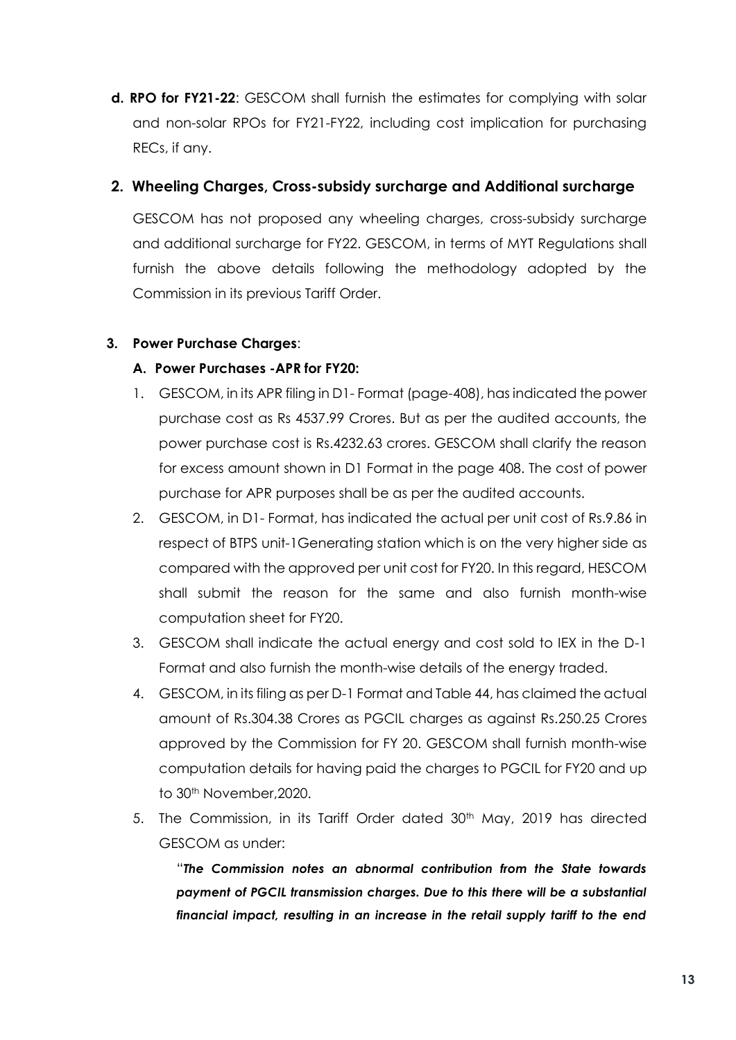**d. RPO for FY21-22**: GESCOM shall furnish the estimates for complying with solar and non-solar RPOs for FY21-FY22, including cost implication for purchasing RECs, if any.

## 2. Wheeling Charges, Cross-subsidy surcharge and Additional surcharge

GESCOM has not proposed any wheeling charges, cross-subsidy surcharge and additional surcharge for FY22. GESCOM, in terms of MYT Regulations shall furnish the above details following the methodology adopted by the Commission in its previous Tariff Order.

### 3. Power Purchase Charges:

#### A. Power Purchases -APR for FY20:

1. GESCOM, in its APR filing in D1- Format (page-408), has indicated the power purchase cost as Rs 4537.99 Crores. But as per the audited accounts, the power purchase cost is Rs.4232.63 crores. GESCOM shall clarify the reason for excess amount shown in D1 Format in the page 408. The cost of power purchase for APR purposes shall be as per the audited accounts.
2. GESCOM, in D1- Format, has indicated the actual per unit cost of Rs.9.86 in respect of BTPS unit-1Generating station which is on the very higher side as compared with the approved per unit cost for FY20. In this regard, HESCOM shall submit the reason for the same and also furnish month-wise computation sheet for FY20.
3. GESCOM shall indicate the actual energy and cost sold to IEX in the D-1 Format and also furnish the month-wise details of the energy traded.
4. GESCOM, in its filing as per D-1 Format and Table 44, has claimed the actual amount of Rs.304.38 Crores as PGCIL charges as against Rs.250.25 Crores approved by the Commission for FY 20. GESCOM shall furnish month-wise computation details for having paid the charges to PGCIL for FY20 and up to 30th November,2020.
5. The Commission, in its Tariff Order dated 30th May, 2019 has directed GESCOM as under:

   "***The Commission notes an abnormal contribution from the State towards payment of PGCIL transmission charges. Due to this there will be a substantial financial impact, resulting in an increase in the retail supply tariff to the end***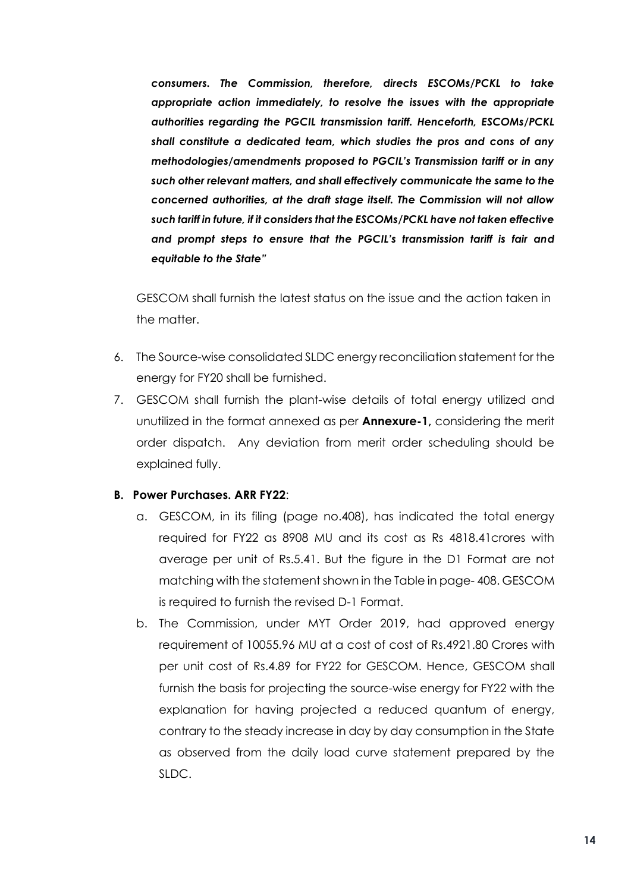***consumers. The Commission, therefore, directs ESCOMs/PCKL to take appropriate action immediately, to resolve the issues with the appropriate authorities regarding the PGCIL transmission tariff. Henceforth, ESCOMs/PCKL shall constitute a dedicated team, which studies the pros and cons of any methodologies/amendments proposed to PGCIL's Transmission tariff or in any such other relevant matters, and shall effectively communicate the same to the concerned authorities, at the draft stage itself. The Commission will not allow such tariff in future, if it considers that the ESCOMs/PCKL have not taken effective and prompt steps to ensure that the PGCIL's transmission tariff is fair and equitable to the State"***

GESCOM shall furnish the latest status on the issue and the action taken in the matter.

6. The Source-wise consolidated SLDC energy reconciliation statement for the energy for FY20 shall be furnished.
7. GESCOM shall furnish the plant-wise details of total energy utilized and unutilized in the format annexed as per **Annexure-1,** considering the merit order dispatch. Any deviation from merit order scheduling should be explained fully.

**B. Power Purchases. ARR FY22**:

a. GESCOM, in its filing (page no.408), has indicated the total energy required for FY22 as 8908 MU and its cost as Rs 4818.41crores with average per unit of Rs.5.41. But the figure in the D1 Format are not matching with the statement shown in the Table in page- 408. GESCOM is required to furnish the revised D-1 Format.

b. The Commission, under MYT Order 2019, had approved energy requirement of 10055.96 MU at a cost of cost of Rs.4921.80 Crores with per unit cost of Rs.4.89 for FY22 for GESCOM. Hence, GESCOM shall furnish the basis for projecting the source-wise energy for FY22 with the explanation for having projected a reduced quantum of energy, contrary to the steady increase in day by day consumption in the State as observed from the daily load curve statement prepared by the SLDC.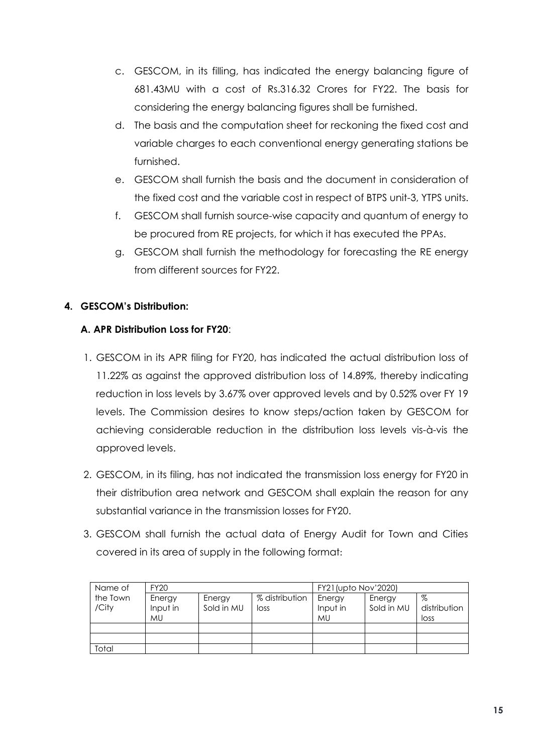c. GESCOM, in its filling, has indicated the energy balancing figure of 681.43MU with a cost of Rs.316.32 Crores for FY22. The basis for considering the energy balancing figures shall be furnished.

d. The basis and the computation sheet for reckoning the fixed cost and variable charges to each conventional energy generating stations be furnished.

e. GESCOM shall furnish the basis and the document in consideration of the fixed cost and the variable cost in respect of BTPS unit-3, YTPS units.

f. GESCOM shall furnish source-wise capacity and quantum of energy to be procured from RE projects, for which it has executed the PPAs.

g. GESCOM shall furnish the methodology for forecasting the RE energy from different sources for FY22.

**4. GESCOM's Distribution:**

**A. APR Distribution Loss for FY20**:

1. GESCOM in its APR filing for FY20, has indicated the actual distribution loss of 11.22% as against the approved distribution loss of 14.89%, thereby indicating reduction in loss levels by 3.67% over approved levels and by 0.52% over FY 19 levels. The Commission desires to know steps/action taken by GESCOM for achieving considerable reduction in the distribution loss levels vis-à-vis the approved levels.

2. GESCOM, in its filing, has not indicated the transmission loss energy for FY20 in their distribution area network and GESCOM shall explain the reason for any substantial variance in the transmission losses for FY20.

3. GESCOM shall furnish the actual data of Energy Audit for Town and Cities covered in its area of supply in the following format:

| Name of the Town /City | FY20 | | | FY21(upto Nov'2020) | | |
|---|---|---|---|---|---|---|
| | Energy Input in MU | Energy Sold in MU | % distribution loss | Energy Input in MU | Energy Sold in MU | % distribution loss |
| | | | | | | |
| | | | | | | |
| Total | | | | | | |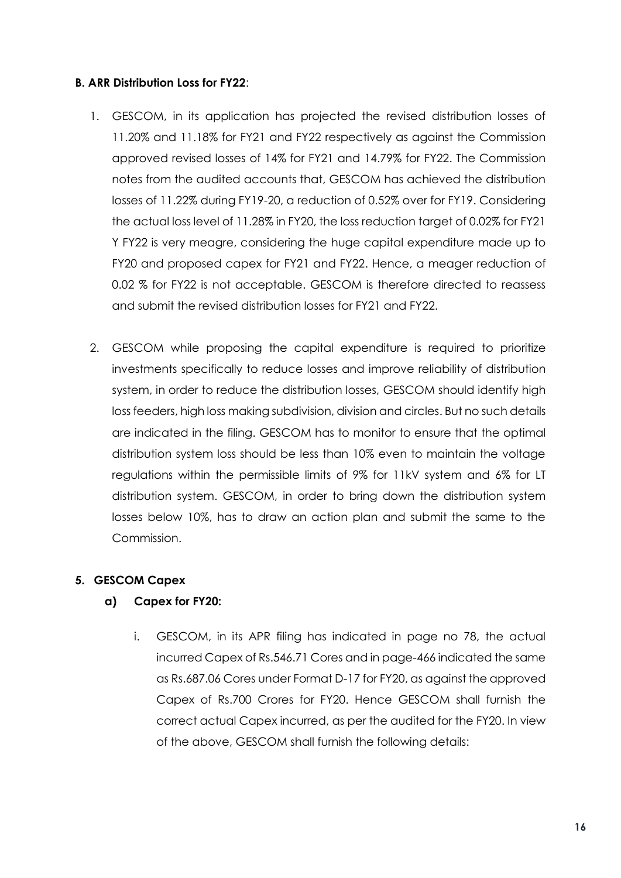**B. ARR Distribution Loss for FY22**:

1. GESCOM, in its application has projected the revised distribution losses of 11.20% and 11.18% for FY21 and FY22 respectively as against the Commission approved revised losses of 14% for FY21 and 14.79% for FY22. The Commission notes from the audited accounts that, GESCOM has achieved the distribution losses of 11.22% during FY19-20, a reduction of 0.52% over for FY19. Considering the actual loss level of 11.28% in FY20, the loss reduction target of 0.02% for FY21 Y FY22 is very meagre, considering the huge capital expenditure made up to FY20 and proposed capex for FY21 and FY22. Hence, a meager reduction of 0.02 % for FY22 is not acceptable. GESCOM is therefore directed to reassess and submit the revised distribution losses for FY21 and FY22.

2. GESCOM while proposing the capital expenditure is required to prioritize investments specifically to reduce losses and improve reliability of distribution system, in order to reduce the distribution losses, GESCOM should identify high loss feeders, high loss making subdivision, division and circles. But no such details are indicated in the filing. GESCOM has to monitor to ensure that the optimal distribution system loss should be less than 10% even to maintain the voltage regulations within the permissible limits of 9% for 11kV system and 6% for LT distribution system. GESCOM, in order to bring down the distribution system losses below 10%, has to draw an action plan and submit the same to the Commission.

**5. GESCOM Capex**

**a) Capex for FY20:**

i. GESCOM, in its APR filing has indicated in page no 78, the actual incurred Capex of Rs.546.71 Cores and in page-466 indicated the same as Rs.687.06 Cores under Format D-17 for FY20, as against the approved Capex of Rs.700 Crores for FY20. Hence GESCOM shall furnish the correct actual Capex incurred, as per the audited for the FY20. In view of the above, GESCOM shall furnish the following details: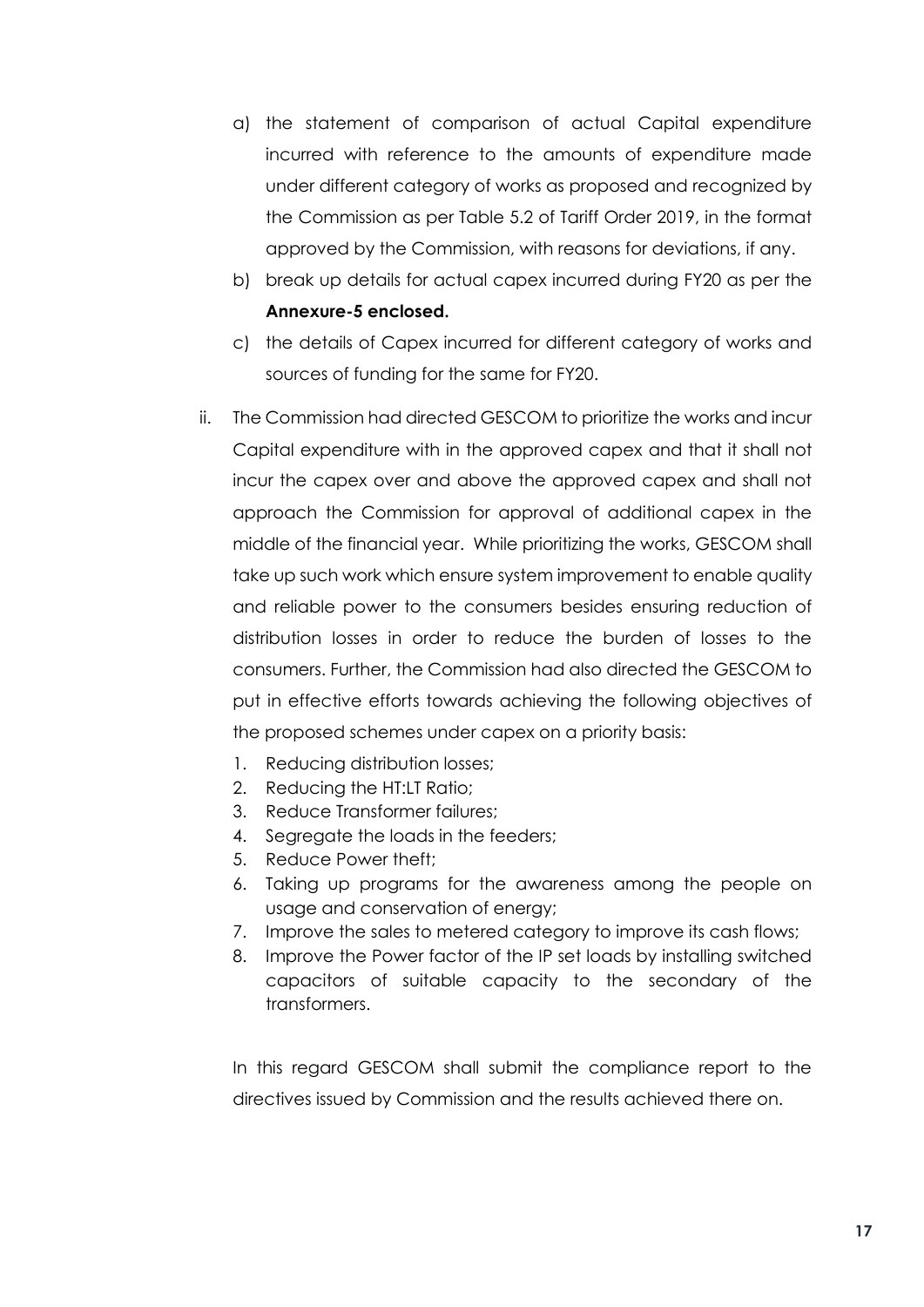a) the statement of comparison of actual Capital expenditure incurred with reference to the amounts of expenditure made under different category of works as proposed and recognized by the Commission as per Table 5.2 of Tariff Order 2019, in the format approved by the Commission, with reasons for deviations, if any.

b) break up details for actual capex incurred during FY20 as per the **Annexure-5 enclosed.**

c) the details of Capex incurred for different category of works and sources of funding for the same for FY20.

ii. The Commission had directed GESCOM to prioritize the works and incur Capital expenditure with in the approved capex and that it shall not incur the capex over and above the approved capex and shall not approach the Commission for approval of additional capex in the middle of the financial year. While prioritizing the works, GESCOM shall take up such work which ensure system improvement to enable quality and reliable power to the consumers besides ensuring reduction of distribution losses in order to reduce the burden of losses to the consumers. Further, the Commission had also directed the GESCOM to put in effective efforts towards achieving the following objectives of the proposed schemes under capex on a priority basis:

1. Reducing distribution losses;
2. Reducing the HT:LT Ratio;
3. Reduce Transformer failures;
4. Segregate the loads in the feeders;
5. Reduce Power theft;
6. Taking up programs for the awareness among the people on usage and conservation of energy;
7. Improve the sales to metered category to improve its cash flows;
8. Improve the Power factor of the IP set loads by installing switched capacitors of suitable capacity to the secondary of the transformers.

In this regard GESCOM shall submit the compliance report to the directives issued by Commission and the results achieved there on.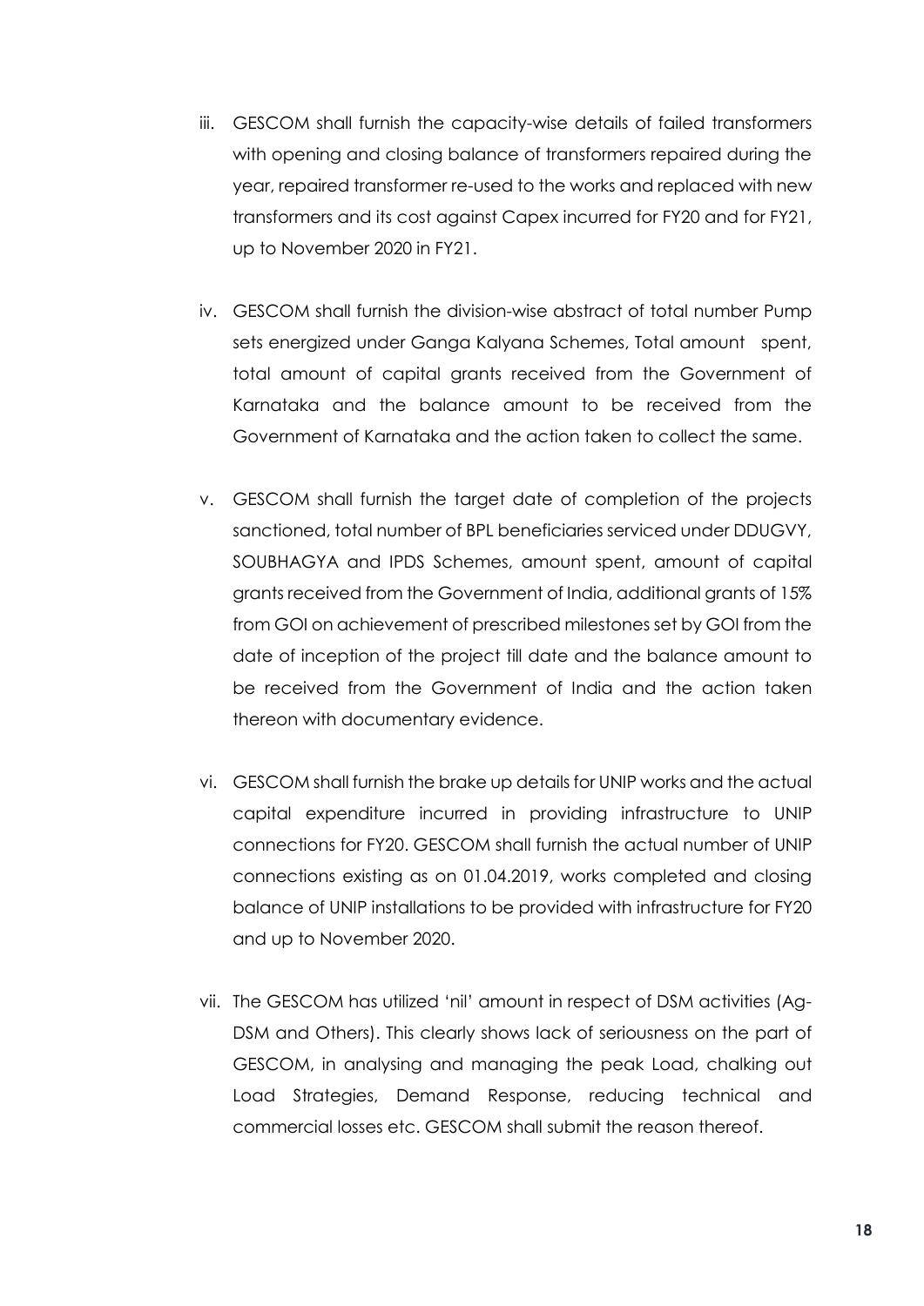iii. GESCOM shall furnish the capacity-wise details of failed transformers with opening and closing balance of transformers repaired during the year, repaired transformer re-used to the works and replaced with new transformers and its cost against Capex incurred for FY20 and for FY21, up to November 2020 in FY21.

iv. GESCOM shall furnish the division-wise abstract of total number Pump sets energized under Ganga Kalyana Schemes, Total amount spent, total amount of capital grants received from the Government of Karnataka and the balance amount to be received from the Government of Karnataka and the action taken to collect the same.

v. GESCOM shall furnish the target date of completion of the projects sanctioned, total number of BPL beneficiaries serviced under DDUGVY, SOUBHAGYA and IPDS Schemes, amount spent, amount of capital grants received from the Government of India, additional grants of 15% from GOI on achievement of prescribed milestones set by GOI from the date of inception of the project till date and the balance amount to be received from the Government of India and the action taken thereon with documentary evidence.

vi. GESCOM shall furnish the brake up details for UNIP works and the actual capital expenditure incurred in providing infrastructure to UNIP connections for FY20. GESCOM shall furnish the actual number of UNIP connections existing as on 01.04.2019, works completed and closing balance of UNIP installations to be provided with infrastructure for FY20 and up to November 2020.

vii. The GESCOM has utilized 'nil' amount in respect of DSM activities (Ag-DSM and Others). This clearly shows lack of seriousness on the part of GESCOM, in analysing and managing the peak Load, chalking out Load Strategies, Demand Response, reducing technical and commercial losses etc. GESCOM shall submit the reason thereof.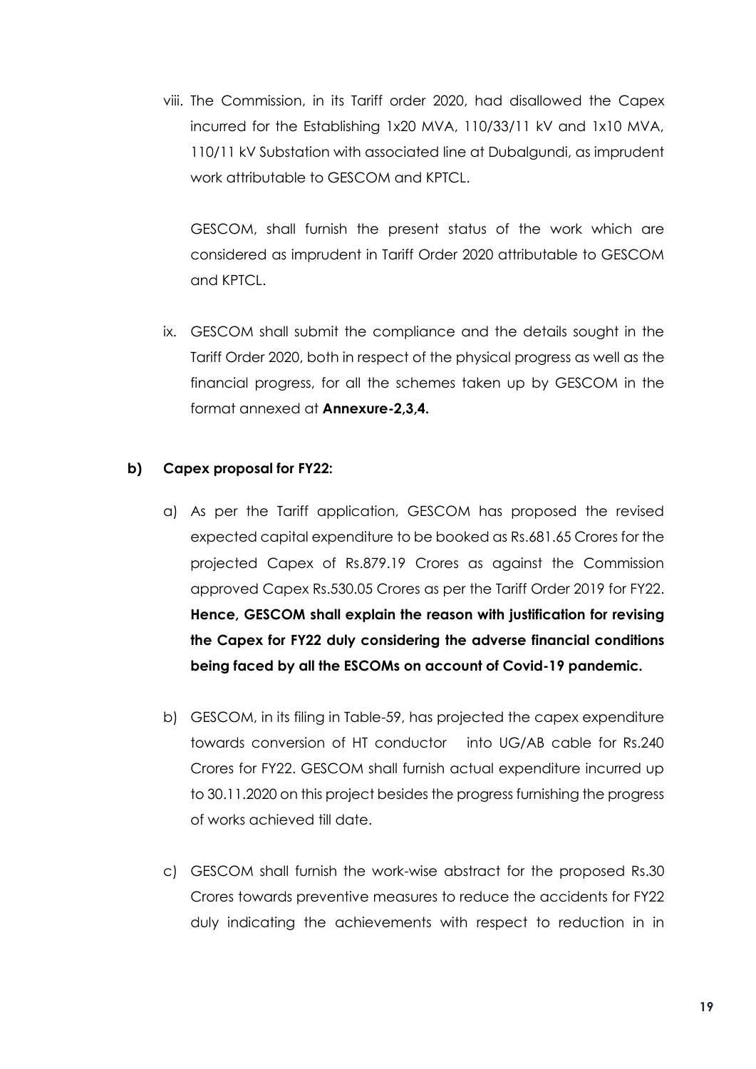viii. The Commission, in its Tariff order 2020, had disallowed the Capex incurred for the Establishing 1x20 MVA, 110/33/11 kV and 1x10 MVA, 110/11 kV Substation with associated line at Dubalgundi, as imprudent work attributable to GESCOM and KPTCL.

GESCOM, shall furnish the present status of the work which are considered as imprudent in Tariff Order 2020 attributable to GESCOM and KPTCL.

ix. GESCOM shall submit the compliance and the details sought in the Tariff Order 2020, both in respect of the physical progress as well as the financial progress, for all the schemes taken up by GESCOM in the format annexed at **Annexure-2,3,4.**

**b) Capex proposal for FY22:**

a) As per the Tariff application, GESCOM has proposed the revised expected capital expenditure to be booked as Rs.681.65 Crores for the projected Capex of Rs.879.19 Crores as against the Commission approved Capex Rs.530.05 Crores as per the Tariff Order 2019 for FY22. **Hence, GESCOM shall explain the reason with justification for revising the Capex for FY22 duly considering the adverse financial conditions being faced by all the ESCOMs on account of Covid-19 pandemic.**

b) GESCOM, in its filing in Table-59, has projected the capex expenditure towards conversion of HT conductor into UG/AB cable for Rs.240 Crores for FY22. GESCOM shall furnish actual expenditure incurred up to 30.11.2020 on this project besides the progress furnishing the progress of works achieved till date.

c) GESCOM shall furnish the work-wise abstract for the proposed Rs.30 Crores towards preventive measures to reduce the accidents for FY22 duly indicating the achievements with respect to reduction in in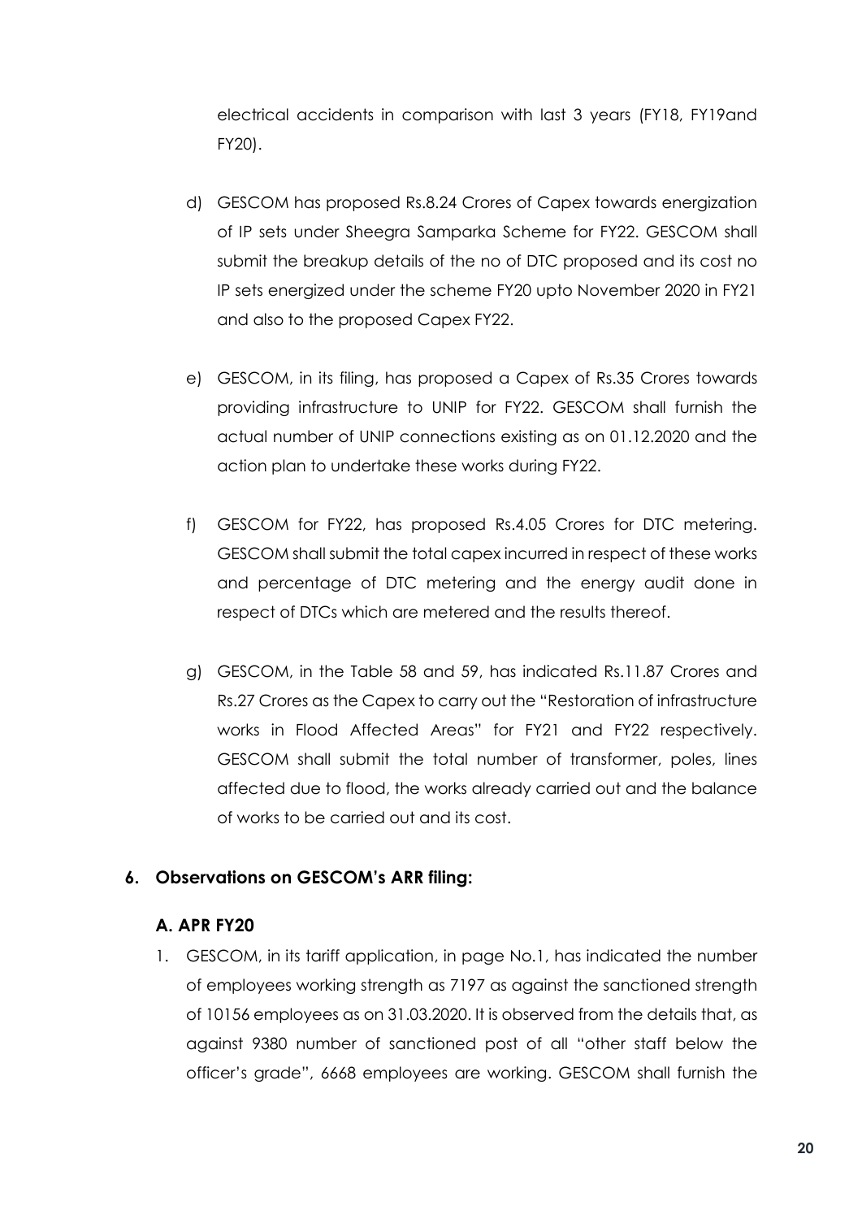electrical accidents in comparison with last 3 years (FY18, FY19and FY20).

d) GESCOM has proposed Rs.8.24 Crores of Capex towards energization of IP sets under Sheegra Samparka Scheme for FY22. GESCOM shall submit the breakup details of the no of DTC proposed and its cost no IP sets energized under the scheme FY20 upto November 2020 in FY21 and also to the proposed Capex FY22.

e) GESCOM, in its filing, has proposed a Capex of Rs.35 Crores towards providing infrastructure to UNIP for FY22. GESCOM shall furnish the actual number of UNIP connections existing as on 01.12.2020 and the action plan to undertake these works during FY22.

f) GESCOM for FY22, has proposed Rs.4.05 Crores for DTC metering. GESCOM shall submit the total capex incurred in respect of these works and percentage of DTC metering and the energy audit done in respect of DTCs which are metered and the results thereof.

g) GESCOM, in the Table 58 and 59, has indicated Rs.11.87 Crores and Rs.27 Crores as the Capex to carry out the "Restoration of infrastructure works in Flood Affected Areas" for FY21 and FY22 respectively. GESCOM shall submit the total number of transformer, poles, lines affected due to flood, the works already carried out and the balance of works to be carried out and its cost.

## 6. Observations on GESCOM's ARR filing:

### A. APR FY20

1. GESCOM, in its tariff application, in page No.1, has indicated the number of employees working strength as 7197 as against the sanctioned strength of 10156 employees as on 31.03.2020. It is observed from the details that, as against 9380 number of sanctioned post of all "other staff below the officer's grade", 6668 employees are working. GESCOM shall furnish the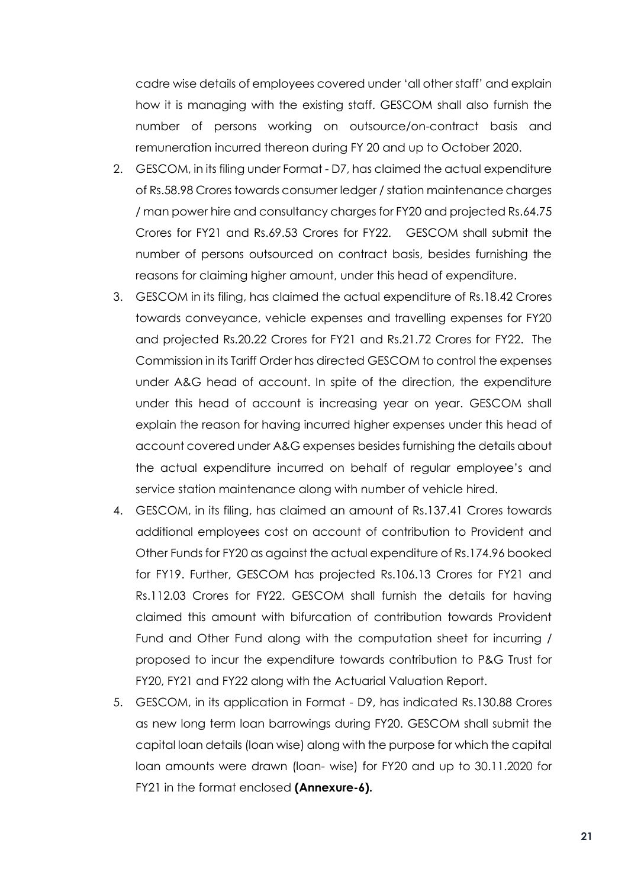cadre wise details of employees covered under 'all other staff' and explain how it is managing with the existing staff. GESCOM shall also furnish the number of persons working on outsource/on-contract basis and remuneration incurred thereon during FY 20 and up to October 2020.

2. GESCOM, in its filing under Format - D7, has claimed the actual expenditure of Rs.58.98 Crores towards consumer ledger / station maintenance charges / man power hire and consultancy charges for FY20 and projected Rs.64.75 Crores for FY21 and Rs.69.53 Crores for FY22. GESCOM shall submit the number of persons outsourced on contract basis, besides furnishing the reasons for claiming higher amount, under this head of expenditure.
3. GESCOM in its filing, has claimed the actual expenditure of Rs.18.42 Crores towards conveyance, vehicle expenses and travelling expenses for FY20 and projected Rs.20.22 Crores for FY21 and Rs.21.72 Crores for FY22. The Commission in its Tariff Order has directed GESCOM to control the expenses under A&G head of account. In spite of the direction, the expenditure under this head of account is increasing year on year. GESCOM shall explain the reason for having incurred higher expenses under this head of account covered under A&G expenses besides furnishing the details about the actual expenditure incurred on behalf of regular employee's and service station maintenance along with number of vehicle hired.
4. GESCOM, in its filing, has claimed an amount of Rs.137.41 Crores towards additional employees cost on account of contribution to Provident and Other Funds for FY20 as against the actual expenditure of Rs.174.96 booked for FY19. Further, GESCOM has projected Rs.106.13 Crores for FY21 and Rs.112.03 Crores for FY22. GESCOM shall furnish the details for having claimed this amount with bifurcation of contribution towards Provident Fund and Other Fund along with the computation sheet for incurring / proposed to incur the expenditure towards contribution to P&G Trust for FY20, FY21 and FY22 along with the Actuarial Valuation Report.
5. GESCOM, in its application in Format - D9, has indicated Rs.130.88 Crores as new long term loan barrowings during FY20. GESCOM shall submit the capital loan details (loan wise) along with the purpose for which the capital loan amounts were drawn (loan- wise) for FY20 and up to 30.11.2020 for FY21 in the format enclosed **(Annexure-6).**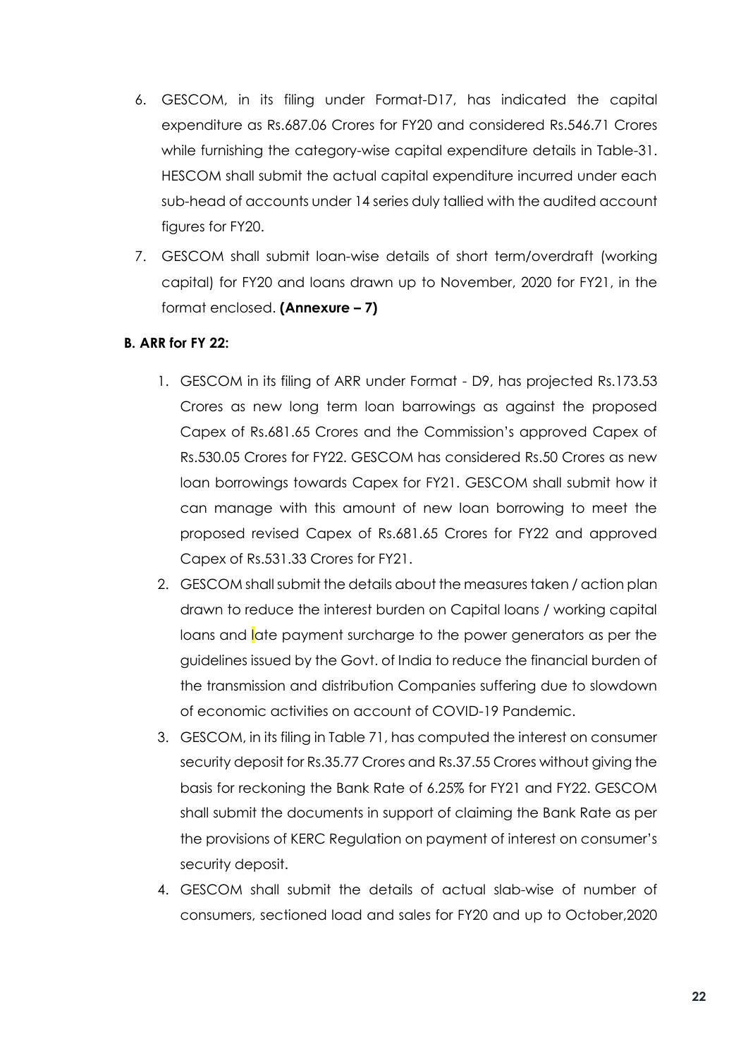6. GESCOM, in its filing under Format-D17, has indicated the capital expenditure as Rs.687.06 Crores for FY20 and considered Rs.546.71 Crores while furnishing the category-wise capital expenditure details in Table-31. HESCOM shall submit the actual capital expenditure incurred under each sub-head of accounts under 14 series duly tallied with the audited account figures for FY20.
7. GESCOM shall submit loan-wise details of short term/overdraft (working capital) for FY20 and loans drawn up to November, 2020 for FY21, in the format enclosed. **(Annexure – 7)**

**B. ARR for FY 22:**

1. GESCOM in its filing of ARR under Format - D9, has projected Rs.173.53 Crores as new long term loan barrowings as against the proposed Capex of Rs.681.65 Crores and the Commission's approved Capex of Rs.530.05 Crores for FY22. GESCOM has considered Rs.50 Crores as new loan borrowings towards Capex for FY21. GESCOM shall submit how it can manage with this amount of new loan borrowing to meet the proposed revised Capex of Rs.681.65 Crores for FY22 and approved Capex of Rs.531.33 Crores for FY21.
2. GESCOM shall submit the details about the measures taken / action plan drawn to reduce the interest burden on Capital loans / working capital loans and late payment surcharge to the power generators as per the guidelines issued by the Govt. of India to reduce the financial burden of the transmission and distribution Companies suffering due to slowdown of economic activities on account of COVID-19 Pandemic.
3. GESCOM, in its filing in Table 71, has computed the interest on consumer security deposit for Rs.35.77 Crores and Rs.37.55 Crores without giving the basis for reckoning the Bank Rate of 6.25% for FY21 and FY22. GESCOM shall submit the documents in support of claiming the Bank Rate as per the provisions of KERC Regulation on payment of interest on consumer's security deposit.
4. GESCOM shall submit the details of actual slab-wise of number of consumers, sectioned load and sales for FY20 and up to October,2020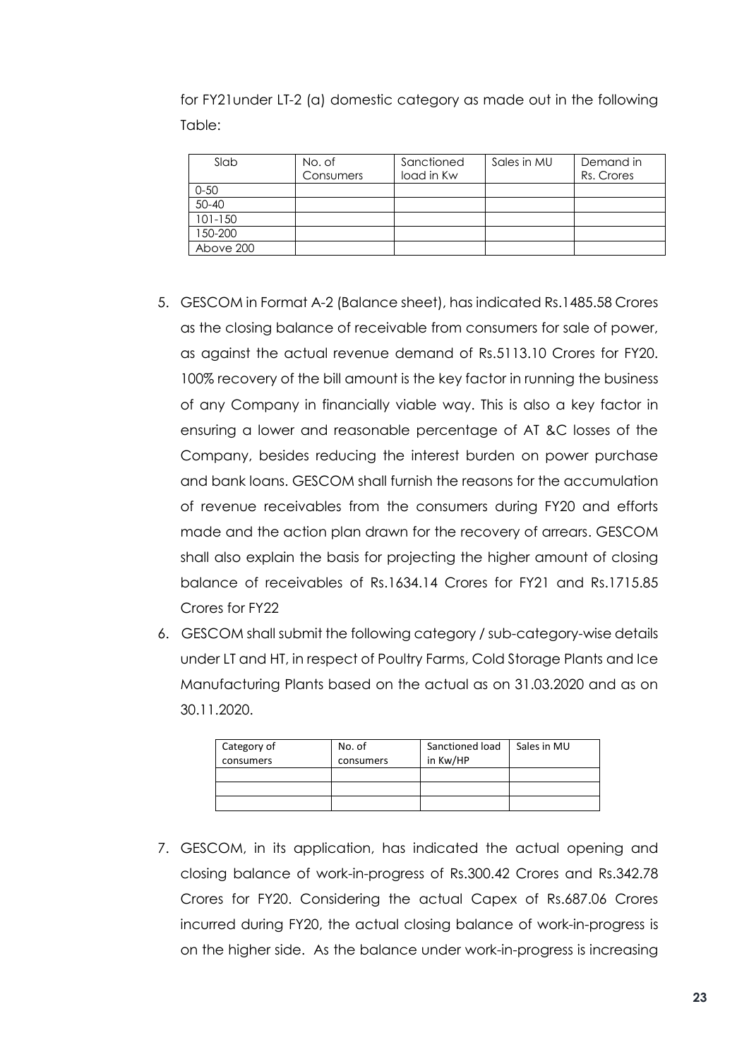for FY21under LT-2 (a) domestic category as made out in the following Table:

| Slab | No. of Consumers | Sanctioned load in Kw | Sales in MU | Demand in Rs. Crores |
|---|---|---|---|---|
| 0-50 | | | | |
| 50-40 | | | | |
| 101-150 | | | | |
| 150-200 | | | | |
| Above 200 | | | | |

5. GESCOM in Format A-2 (Balance sheet), has indicated Rs.1485.58 Crores as the closing balance of receivable from consumers for sale of power, as against the actual revenue demand of Rs.5113.10 Crores for FY20. 100% recovery of the bill amount is the key factor in running the business of any Company in financially viable way. This is also a key factor in ensuring a lower and reasonable percentage of AT &C losses of the Company, besides reducing the interest burden on power purchase and bank loans. GESCOM shall furnish the reasons for the accumulation of revenue receivables from the consumers during FY20 and efforts made and the action plan drawn for the recovery of arrears. GESCOM shall also explain the basis for projecting the higher amount of closing balance of receivables of Rs.1634.14 Crores for FY21 and Rs.1715.85 Crores for FY22

6. GESCOM shall submit the following category / sub-category-wise details under LT and HT, in respect of Poultry Farms, Cold Storage Plants and Ice Manufacturing Plants based on the actual as on 31.03.2020 and as on 30.11.2020.

| Category of consumers | No. of consumers | Sanctioned load in Kw/HP | Sales in MU |
|---|---|---|---|
| | | | |
| | | | |
| | | | |

7. GESCOM, in its application, has indicated the actual opening and closing balance of work-in-progress of Rs.300.42 Crores and Rs.342.78 Crores for FY20. Considering the actual Capex of Rs.687.06 Crores incurred during FY20, the actual closing balance of work-in-progress is on the higher side. As the balance under work-in-progress is increasing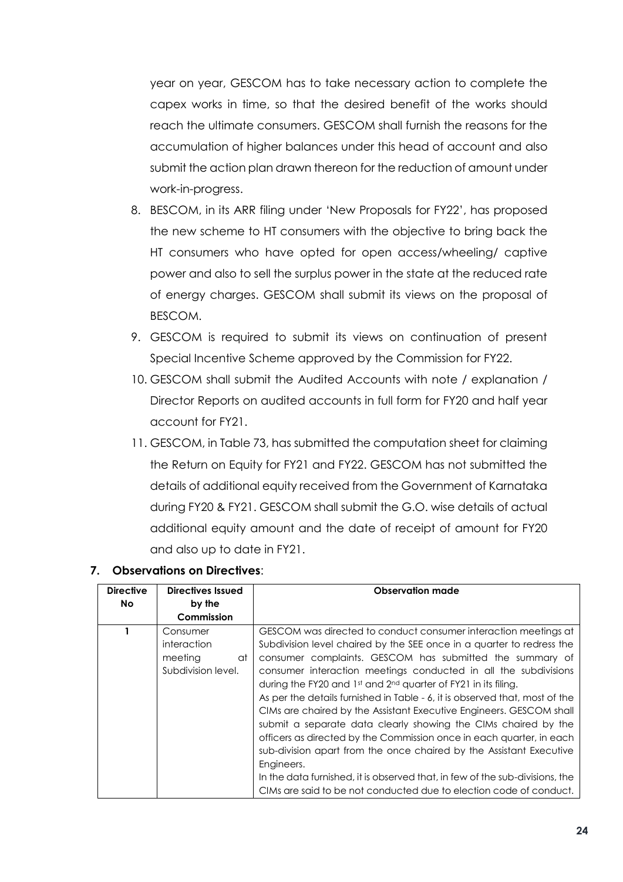year on year, GESCOM has to take necessary action to complete the capex works in time, so that the desired benefit of the works should reach the ultimate consumers. GESCOM shall furnish the reasons for the accumulation of higher balances under this head of account and also submit the action plan drawn thereon for the reduction of amount under work-in-progress.

8. BESCOM, in its ARR filing under 'New Proposals for FY22', has proposed the new scheme to HT consumers with the objective to bring back the HT consumers who have opted for open access/wheeling/ captive power and also to sell the surplus power in the state at the reduced rate of energy charges. GESCOM shall submit its views on the proposal of BESCOM.
9. GESCOM is required to submit its views on continuation of present Special Incentive Scheme approved by the Commission for FY22.
10. GESCOM shall submit the Audited Accounts with note / explanation / Director Reports on audited accounts in full form for FY20 and half year account for FY21.
11. GESCOM, in Table 73, has submitted the computation sheet for claiming the Return on Equity for FY21 and FY22. GESCOM has not submitted the details of additional equity received from the Government of Karnataka during FY20 & FY21. GESCOM shall submit the G.O. wise details of actual additional equity amount and the date of receipt of amount for FY20 and also up to date in FY21.

## 7. Observations on Directives:

| Directive No | Directives Issued by the Commission | Observation made |
|---|---|---|
| 1 | Consumer interaction meeting at Subdivision level. | GESCOM was directed to conduct consumer interaction meetings at Subdivision level chaired by the SEE once in a quarter to redress the consumer complaints. GESCOM has submitted the summary of consumer interaction meetings conducted in all the subdivisions during the FY20 and 1st and 2nd quarter of FY21 in its filing.<br>As per the details furnished in Table - 6, it is observed that, most of the CIMs are chaired by the Assistant Executive Engineers. GESCOM shall submit a separate data clearly showing the CIMs chaired by the officers as directed by the Commission once in each quarter, in each sub-division apart from the once chaired by the Assistant Executive Engineers.<br>In the data furnished, it is observed that, in few of the sub-divisions, the CIMs are said to be not conducted due to election code of conduct. |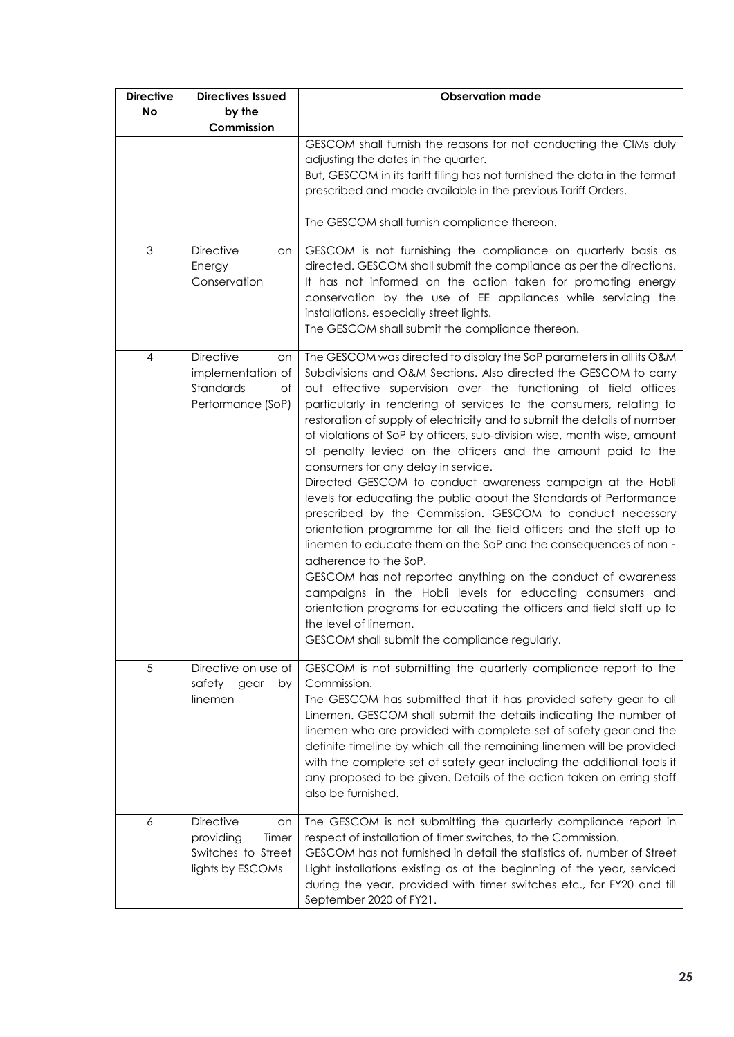| Directive No | Directives Issued by the Commission | Observation made |
|---|---|---|
| | | GESCOM shall furnish the reasons for not conducting the CIMs duly adjusting the dates in the quarter.<br>But, GESCOM in its tariff filing has not furnished the data in the format prescribed and made available in the previous Tariff Orders.<br><br>The GESCOM shall furnish compliance thereon. |
| 3 | Directive on Energy Conservation | GESCOM is not furnishing the compliance on quarterly basis as directed. GESCOM shall submit the compliance as per the directions. It has not informed on the action taken for promoting energy conservation by the use of EE appliances while servicing the installations, especially street lights.<br>The GESCOM shall submit the compliance thereon. |
| 4 | Directive on implementation of Standards of Performance (SoP) | The GESCOM was directed to display the SoP parameters in all its O&M Subdivisions and O&M Sections. Also directed the GESCOM to carry out effective supervision over the functioning of field offices particularly in rendering of services to the consumers, relating to restoration of supply of electricity and to submit the details of number of violations of SoP by officers, sub-division wise, month wise, amount of penalty levied on the officers and the amount paid to the consumers for any delay in service.<br>Directed GESCOM to conduct awareness campaign at the Hobli levels for educating the public about the Standards of Performance prescribed by the Commission. GESCOM to conduct necessary orientation programme for all the field officers and the staff up to linemen to educate them on the SoP and the consequences of non - adherence to the SoP.<br>GESCOM has not reported anything on the conduct of awareness campaigns in the Hobli levels for educating consumers and orientation programs for educating the officers and field staff up to the level of lineman.<br>GESCOM shall submit the compliance regularly. |
| 5 | Directive on use of safety gear by linemen | GESCOM is not submitting the quarterly compliance report to the Commission.<br>The GESCOM has submitted that it has provided safety gear to all Linemen. GESCOM shall submit the details indicating the number of linemen who are provided with complete set of safety gear and the definite timeline by which all the remaining linemen will be provided with the complete set of safety gear including the additional tools if any proposed to be given. Details of the action taken on erring staff also be furnished. |
| 6 | Directive on providing Timer Switches to Street lights by ESCOMs | The GESCOM is not submitting the quarterly compliance report in respect of installation of timer switches, to the Commission.<br>GESCOM has not furnished in detail the statistics of, number of Street Light installations existing as at the beginning of the year, serviced during the year, provided with timer switches etc., for FY20 and till September 2020 of FY21. |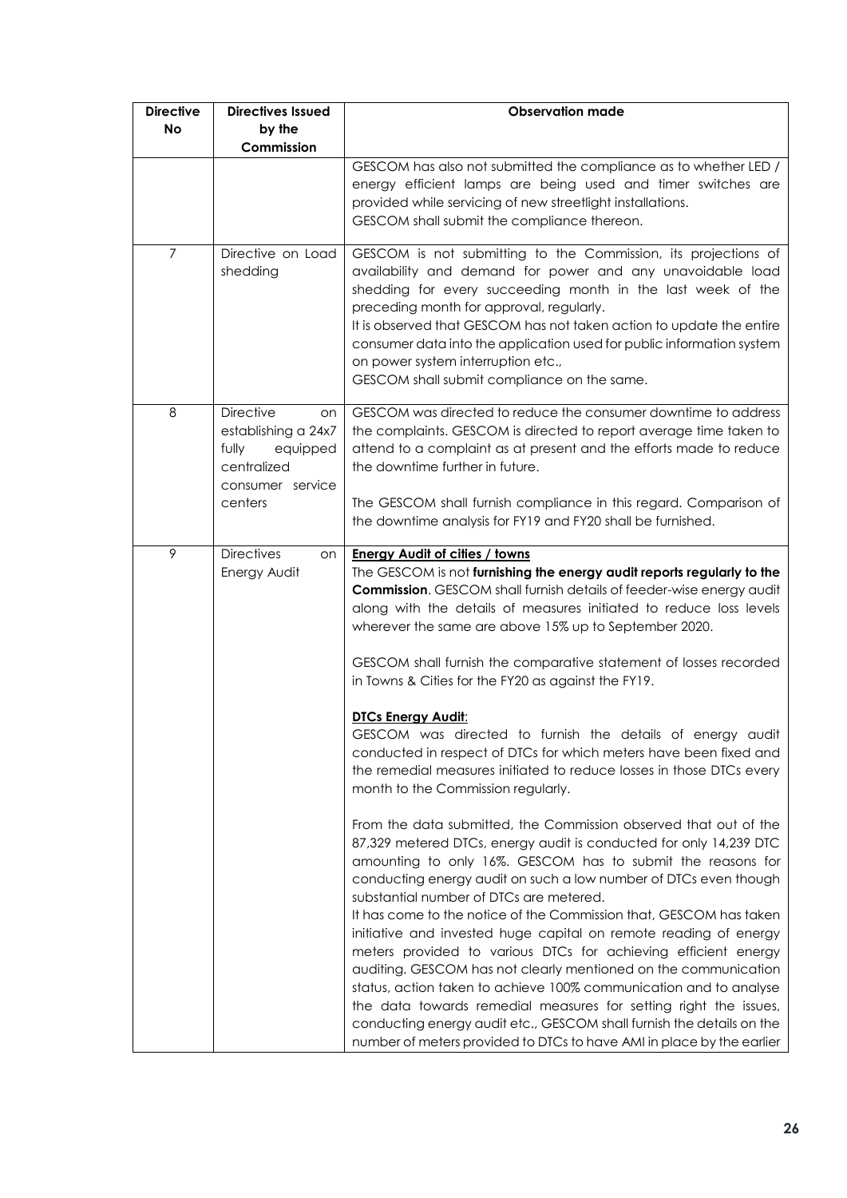| Directive No | Directives Issued by the Commission | Observation made |
|---|---|---|
| | | GESCOM has also not submitted the compliance as to whether LED / energy efficient lamps are being used and timer switches are provided while servicing of new streetlight installations.<br>GESCOM shall submit the compliance thereon. |
| 7 | Directive on Load shedding | GESCOM is not submitting to the Commission, its projections of availability and demand for power and any unavoidable load shedding for every succeeding month in the last week of the preceding month for approval, regularly.<br>It is observed that GESCOM has not taken action to update the entire consumer data into the application used for public information system on power system interruption etc.,<br>GESCOM shall submit compliance on the same. |
| 8 | Directive on establishing a 24x7 fully equipped centralized consumer service centers | GESCOM was directed to reduce the consumer downtime to address the complaints. GESCOM is directed to report average time taken to attend to a complaint as at present and the efforts made to reduce the downtime further in future.<br><br>The GESCOM shall furnish compliance in this regard. Comparison of the downtime analysis for FY19 and FY20 shall be furnished. |
| 9 | Directives on Energy Audit | **<u>Energy Audit of cities / towns</u>**<br>The GESCOM is not **furnishing the energy audit reports regularly to the Commission**. GESCOM shall furnish details of feeder-wise energy audit along with the details of measures initiated to reduce loss levels wherever the same are above 15% up to September 2020.<br><br>GESCOM shall furnish the comparative statement of losses recorded in Towns & Cities for the FY20 as against the FY19.<br><br>**<u>DTCs Energy Audit</u>**:<br>GESCOM was directed to furnish the details of energy audit conducted in respect of DTCs for which meters have been fixed and the remedial measures initiated to reduce losses in those DTCs every month to the Commission regularly.<br><br>From the data submitted, the Commission observed that out of the 87,329 metered DTCs, energy audit is conducted for only 14,239 DTC amounting to only 16%. GESCOM has to submit the reasons for conducting energy audit on such a low number of DTCs even though substantial number of DTCs are metered.<br>It has come to the notice of the Commission that, GESCOM has taken initiative and invested huge capital on remote reading of energy meters provided to various DTCs for achieving efficient energy auditing. GESCOM has not clearly mentioned on the communication status, action taken to achieve 100% communication and to analyse the data towards remedial measures for setting right the issues, conducting energy audit etc., GESCOM shall furnish the details on the number of meters provided to DTCs to have AMI in place by the earlier |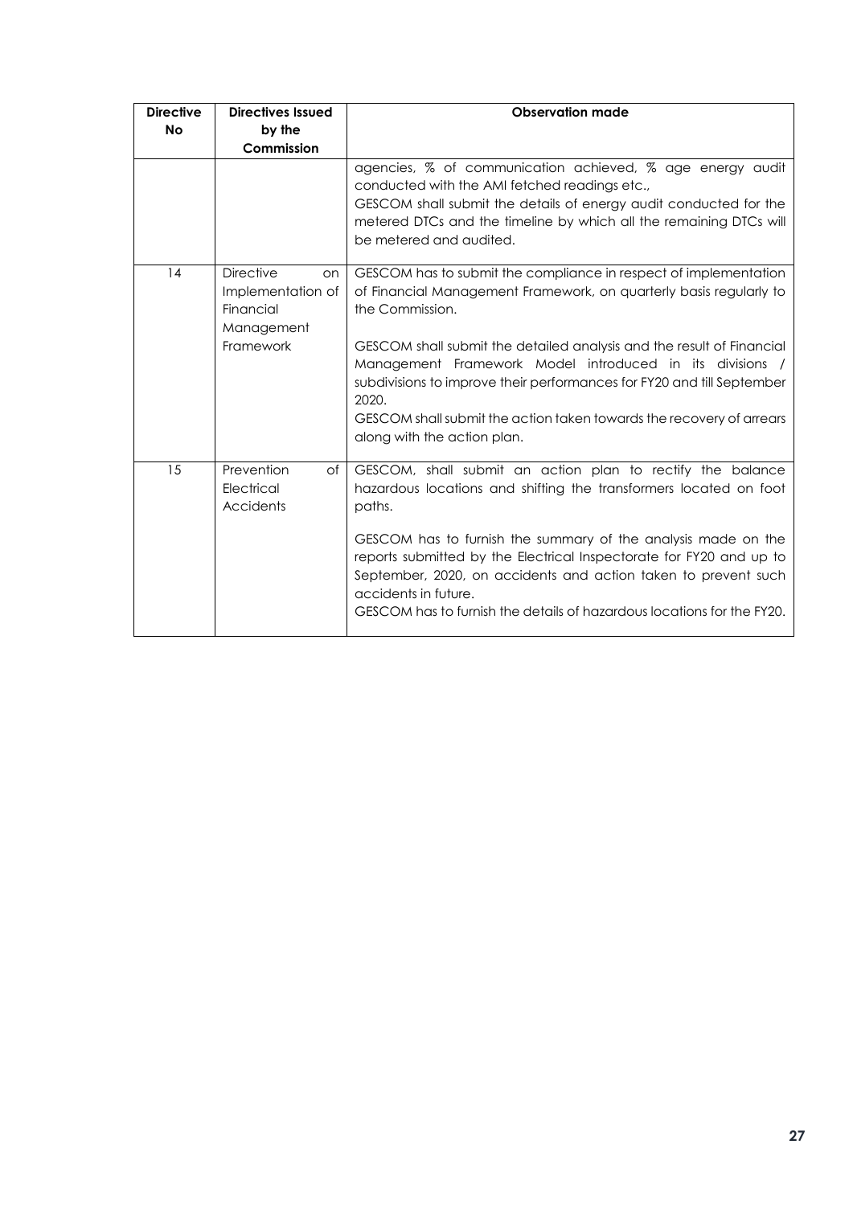| Directive No | Directives Issued by the Commission | Observation made |
|---|---|---|
| | | agencies, % of communication achieved, % age energy audit conducted with the AMI fetched readings etc.,<br>GESCOM shall submit the details of energy audit conducted for the metered DTCs and the timeline by which all the remaining DTCs will be metered and audited. |
| 14 | Directive on Implementation of Financial Management Framework | GESCOM has to submit the compliance in respect of implementation of Financial Management Framework, on quarterly basis regularly to the Commission.<br><br>GESCOM shall submit the detailed analysis and the result of Financial Management Framework Model introduced in its divisions / subdivisions to improve their performances for FY20 and till September 2020.<br>GESCOM shall submit the action taken towards the recovery of arrears along with the action plan. |
| 15 | Prevention of Electrical Accidents | GESCOM, shall submit an action plan to rectify the balance hazardous locations and shifting the transformers located on foot paths.<br><br>GESCOM has to furnish the summary of the analysis made on the reports submitted by the Electrical Inspectorate for FY20 and up to September, 2020, on accidents and action taken to prevent such accidents in future.<br>GESCOM has to furnish the details of hazardous locations for the FY20. |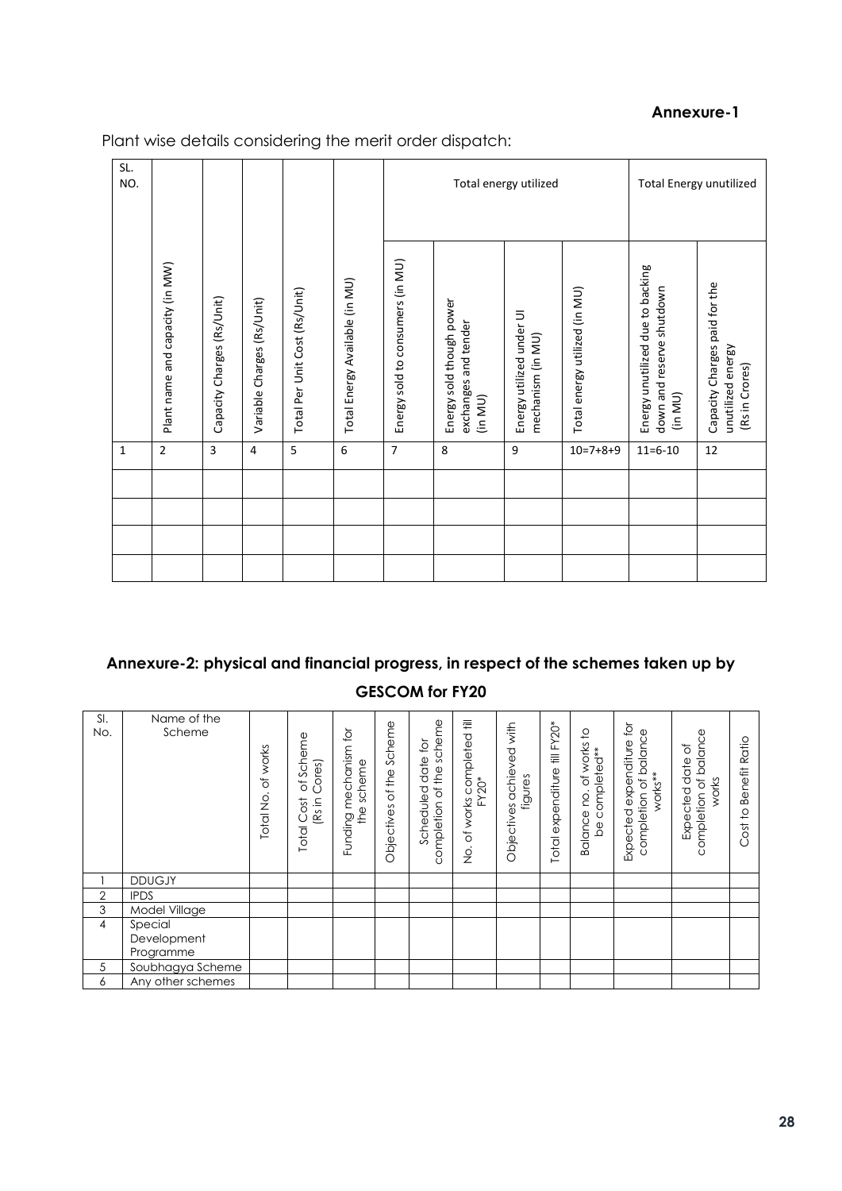**Annexure-1**

Plant wise details considering the merit order dispatch:

| SL. NO. | Plant name and capacity (in MW) | Capacity Charges (Rs/Unit) | Variable Charges (Rs/Unit) | Total Per Unit Cost (Rs/Unit) | Total Energy Available (in MU) | Total energy utilized | | | | Total Energy unutilized | |
|---|---|---|---|---|---|---|---|---|---|---|---|
| | | | | | | Energy sold to consumers (in MU) | Energy sold though power exchanges and tender (in MU) | Energy utilized under UI mechanism (in MU) | Total energy utilized (in MU) | Energy unutilized due to backing down and reserve shutdown (in MU) | Capacity Charges paid for the unutilized energy (Rs in Crores) |
| 1 | 2 | 3 | 4 | 5 | 6 | 7 | 8 | 9 | 10=7+8+9 | 11=6-10 | 12 |
| | | | | | | | | | | | |
| | | | | | | | | | | | |
| | | | | | | | | | | | |
| | | | | | | | | | | | |

## Annexure-2: physical and financial progress, in respect of the schemes taken up by GESCOM for FY20

| Sl. No. | Name of the Scheme | Total No. of works | Total Cost of Scheme (Rs in Cores) | Funding mechanism for the scheme | Objectives of the Scheme | Scheduled date for completion of the scheme | No. of works completed till FY20* | Objectives achieved with figures | Total expenditure till FY20* | Balance no. of works to be completed** | Expected expenditure for completion of balance works** | Expected date of completion of balance works | Cost to Benefit Ratio |
|---|---|---|---|---|---|---|---|---|---|---|---|---|---|
| 1 | DDUGJY | | | | | | | | | | | | |
| 2 | IPDS | | | | | | | | | | | | |
| 3 | Model Village | | | | | | | | | | | | |
| 4 | Special Development Programme | | | | | | | | | | | | |
| 5 | Soubhagya Scheme | | | | | | | | | | | | |
| 6 | Any other schemes | | | | | | | | | | | | |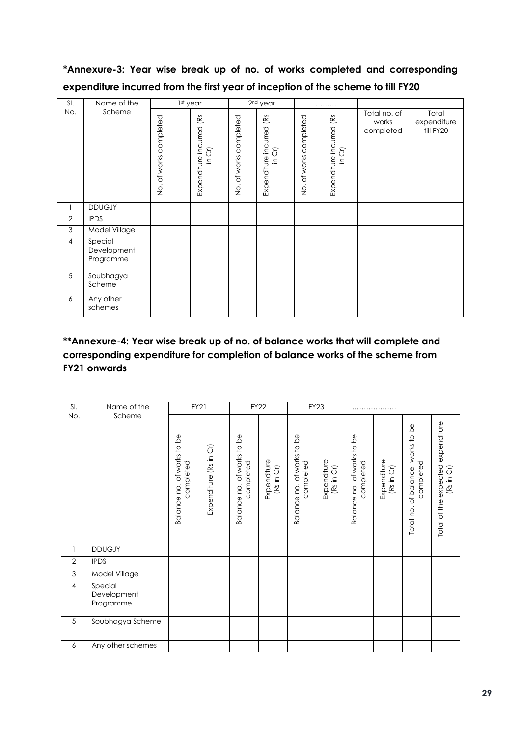**\*Annexure-3: Year wise break up of no. of works completed and corresponding expenditure incurred from the first year of inception of the scheme to till FY20**

| Sl. No. | Name of the Scheme | 1st year | | 2nd year | | ……… | | Total no. of works completed | Total expenditure till FY20 |
|---|---|---|---|---|---|---|---|---|---|
| | | No. of works completed | Expenditure incurred (Rs in Cr) | No. of works completed | Expenditure incurred (Rs in Cr) | No. of works completed | Expenditure incurred (Rs in Cr) | | |
| 1 | DDUGJY | | | | | | | | |
| 2 | IPDS | | | | | | | | |
| 3 | Model Village | | | | | | | | |
| 4 | Special Development Programme | | | | | | | | |
| 5 | Soubhagya Scheme | | | | | | | | |
| 6 | Any other schemes | | | | | | | | |

**\*\*Annexure-4: Year wise break up of no. of balance works that will complete and corresponding expenditure for completion of balance works of the scheme from FY21 onwards**

| Sl. No. | Name of the Scheme | FY21 | | FY22 | | FY23 | | ……………… | | | |
|---|---|---|---|---|---|---|---|---|---|---|---|
| | | Balance no. of works to be completed | Expenditure (Rs in Cr) | Balance no. of works to be completed | Expenditure (Rs in Cr) | Balance no. of works to be completed | Expenditure (Rs in Cr) | Balance no. of works to be completed | Expenditure (Rs in Cr) | Total no. of balance works to be completed | Total of the expected expenditure (Rs in Cr) |
| 1 | DDUGJY | | | | | | | | | | |
| 2 | IPDS | | | | | | | | | | |
| 3 | Model Village | | | | | | | | | | |
| 4 | Special Development Programme | | | | | | | | | | |
| 5 | Soubhagya Scheme | | | | | | | | | | |
| 6 | Any other schemes | | | | | | | | | | |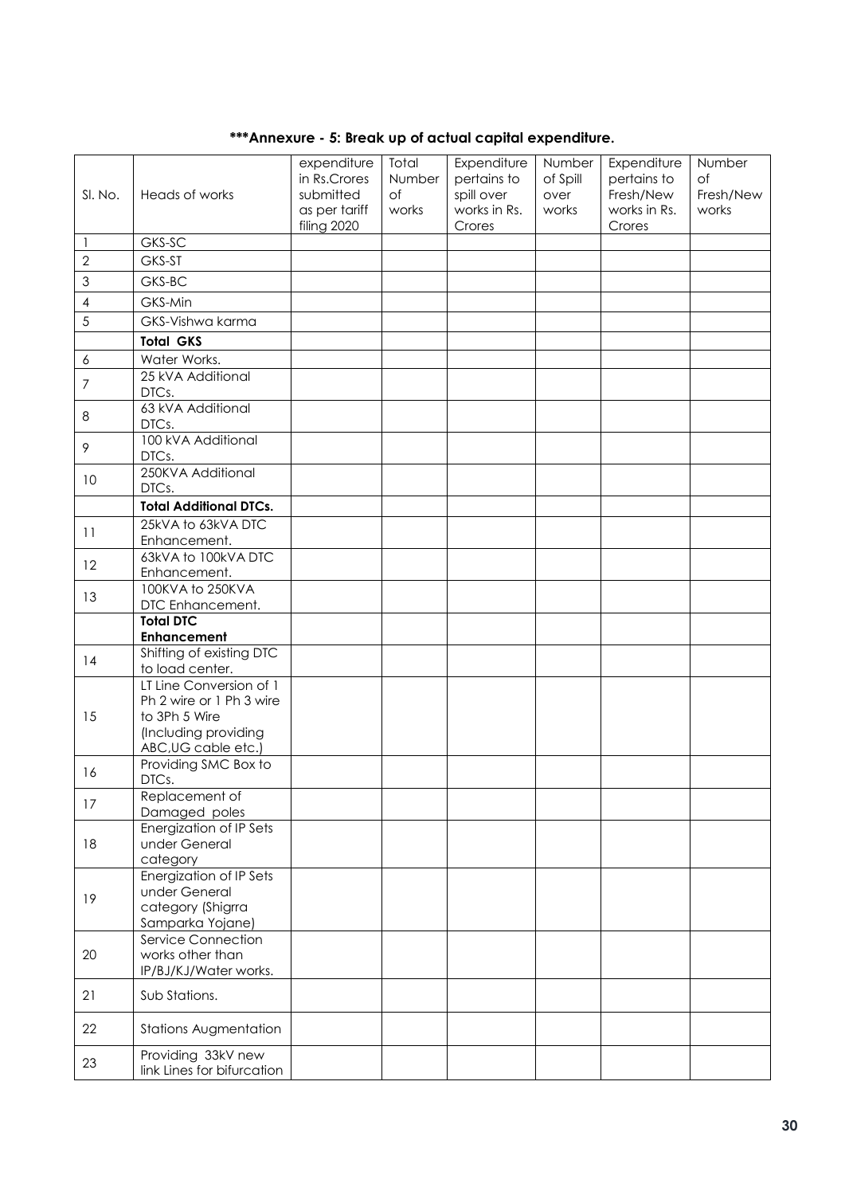## ***Annexure - 5: Break up of actual capital expenditure.

| Sl. No. | Heads of works | expenditure in Rs.Crores submitted as per tariff filing 2020 | Total Number of works | Expenditure pertains to spill over works in Rs. Crores | Number of Spill over works | Expenditure pertains to Fresh/New works in Rs. Crores | Number of Fresh/New works |
|---|---|---|---|---|---|---|---|
| 1 | GKS-SC | | | | | | |
| 2 | GKS-ST | | | | | | |
| 3 | GKS-BC | | | | | | |
| 4 | GKS-Min | | | | | | |
| 5 | GKS-Vishwa karma | | | | | | |
| | **Total GKS** | | | | | | |
| 6 | Water Works. | | | | | | |
| 7 | 25 kVA Additional DTCs. | | | | | | |
| 8 | 63 kVA Additional DTCs. | | | | | | |
| 9 | 100 kVA Additional DTCs. | | | | | | |
| 10 | 250KVA Additional DTCs. | | | | | | |
| | **Total Additional DTCs.** | | | | | | |
| 11 | 25kVA to 63kVA DTC Enhancement. | | | | | | |
| 12 | 63kVA to 100kVA DTC Enhancement. | | | | | | |
| 13 | 100KVA to 250KVA DTC Enhancement. | | | | | | |
| | **Total DTC Enhancement** | | | | | | |
| 14 | Shifting of existing DTC to load center. | | | | | | |
| 15 | LT Line Conversion of 1 Ph 2 wire or 1 Ph 3 wire to 3Ph 5 Wire (Including providing ABC,UG cable etc.) | | | | | | |
| 16 | Providing SMC Box to DTCs. | | | | | | |
| 17 | Replacement of Damaged poles | | | | | | |
| 18 | Energization of IP Sets under General category | | | | | | |
| 19 | Energization of IP Sets under General category (Shigrra Samparka Yojane) | | | | | | |
| 20 | Service Connection works other than IP/BJ/KJ/Water works. | | | | | | |
| 21 | Sub Stations. | | | | | | |
| 22 | Stations Augmentation | | | | | | |
| 23 | Providing 33kV new link Lines for bifurcation | | | | | | |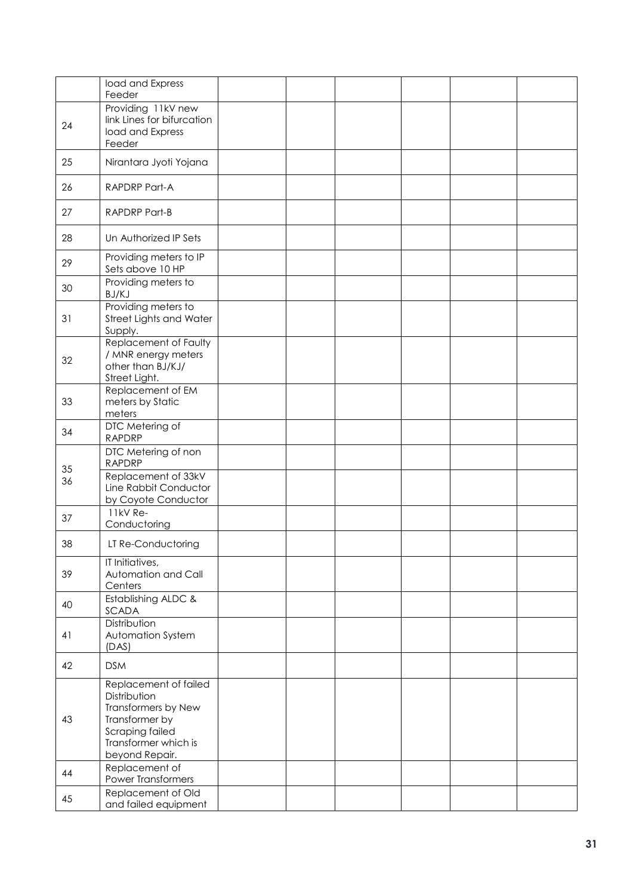| | | | | | | | |
|---|---|---|---|---|---|---|---|
| | load and Express Feeder | | | | | | |
| 24 | Providing 11kV new link Lines for bifurcation load and Express Feeder | | | | | | |
| 25 | Nirantara Jyoti Yojana | | | | | | |
| 26 | RAPDRP Part-A | | | | | | |
| 27 | RAPDRP Part-B | | | | | | |
| 28 | Un Authorized IP Sets | | | | | | |
| 29 | Providing meters to IP Sets above 10 HP | | | | | | |
| 30 | Providing meters to BJ/KJ | | | | | | |
| 31 | Providing meters to Street Lights and Water Supply. | | | | | | |
| 32 | Replacement of Faulty / MNR energy meters other than BJ/KJ/ Street Light. | | | | | | |
| 33 | Replacement of EM meters by Static meters | | | | | | |
| 34 | DTC Metering of RAPDRP | | | | | | |
| 35 | DTC Metering of non RAPDRP | | | | | | |
| 36 | Replacement of 33kV Line Rabbit Conductor by Coyote Conductor | | | | | | |
| 37 | 11kV Re-Conductoring | | | | | | |
| 38 | LT Re-Conductoring | | | | | | |
| 39 | IT Initiatives, Automation and Call Centers | | | | | | |
| 40 | Establishing ALDC & SCADA | | | | | | |
| 41 | Distribution Automation System (DAS) | | | | | | |
| 42 | DSM | | | | | | |
| 43 | Replacement of failed Distribution Transformers by New Transformer by Scraping failed Transformer which is beyond Repair. | | | | | | |
| 44 | Replacement of Power Transformers | | | | | | |
| 45 | Replacement of Old and failed equipment | | | | | | |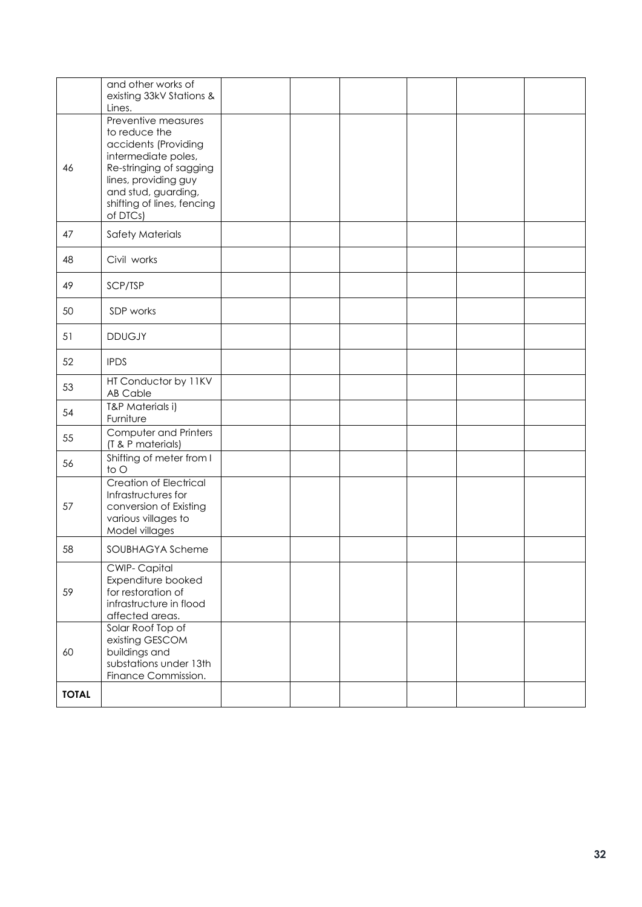| | | | | | | | |
|---|---|---|---|---|---|---|---|
| | and other works of existing 33kV Stations & Lines. | | | | | | |
| 46 | Preventive measures to reduce the accidents (Providing intermediate poles, Re-stringing of sagging lines, providing guy and stud, guarding, shifting of lines, fencing of DTCs) | | | | | | |
| 47 | Safety Materials | | | | | | |
| 48 | Civil works | | | | | | |
| 49 | SCP/TSP | | | | | | |
| 50 | SDP works | | | | | | |
| 51 | DDUGJY | | | | | | |
| 52 | IPDS | | | | | | |
| 53 | HT Conductor by 11KV AB Cable | | | | | | |
| 54 | T&P Materials i) Furniture | | | | | | |
| 55 | Computer and Printers (T & P materials) | | | | | | |
| 56 | Shifting of meter from I to O | | | | | | |
| 57 | Creation of Electrical Infrastructures for conversion of Existing various villages to Model villages | | | | | | |
| 58 | SOUBHAGYA Scheme | | | | | | |
| 59 | CWIP- Capital Expenditure booked for restoration of infrastructure in flood affected areas. | | | | | | |
| 60 | Solar Roof Top of existing GESCOM buildings and substations under 13th Finance Commission. | | | | | | |
| **TOTAL** | | | | | | | |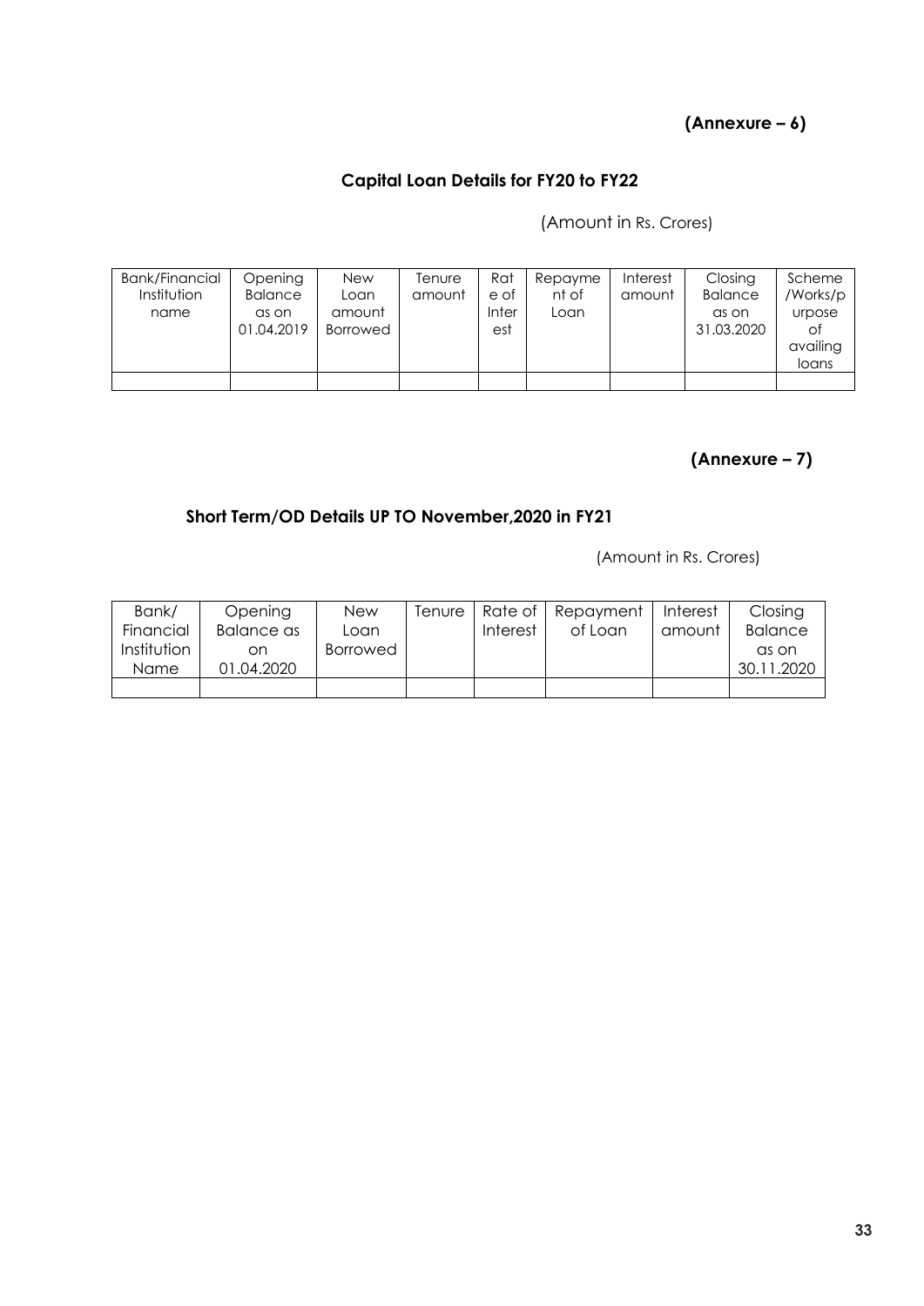**(Annexure – 6)**

**Capital Loan Details for FY20 to FY22**

(Amount in Rs. Crores)

| Bank/Financial Institution name | Opening Balance as on 01.04.2019 | New Loan amount Borrowed | Tenure amount | Rate of Interest | Repayment of Loan | Interest amount | Closing Balance as on 31.03.2020 | Scheme /Works/purpose of availing loans |
|---|---|---|---|---|---|---|---|---|
| | | | | | | | | |

**(Annexure – 7)**

**Short Term/OD Details UP TO November,2020 in FY21**

(Amount in Rs. Crores)

| Bank/ Financial Institution Name | Opening Balance as on 01.04.2020 | New Loan Borrowed | Tenure | Rate of Interest | Repayment of Loan | Interest amount | Closing Balance as on 30.11.2020 |
|---|---|---|---|---|---|---|---|
| | | | | | | | |